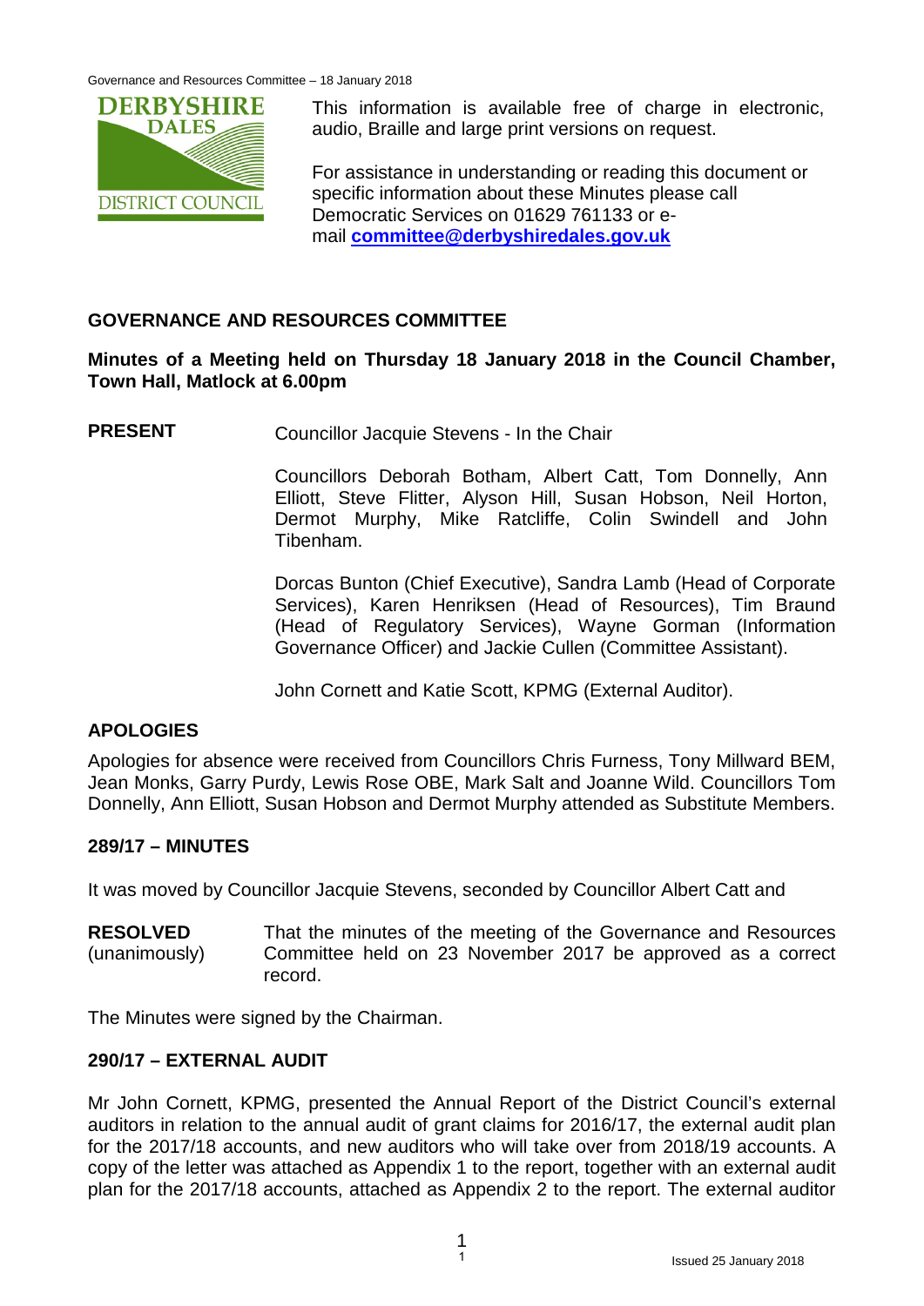This information is available free of charge in electronic, audio, Braille and large print versions on request.

For assistance in understanding or reading this document or specific information about these Minutes please call Democratic Services on 01629 761133 or e-mail **committee@derbyshiredales.gov.uk**

## GOVERNANCE AND RESOURCES COMMITTEE

**Minutes of a Meeting held on Thursday 18 January 2018 in the Council Chamber, Town Hall, Matlock at 6.00pm**

**PRESENT** Councillor Jacquie Stevens - In the Chair

Councillors Deborah Botham, Albert Catt, Tom Donnelly, Ann Elliott, Steve Flitter, Alyson Hill, Susan Hobson, Neil Horton, Dermot Murphy, Mike Ratcliffe, Colin Swindell and John Tibenham.

Dorcas Bunton (Chief Executive), Sandra Lamb (Head of Corporate Services), Karen Henriksen (Head of Resources), Tim Braund (Head of Regulatory Services), Wayne Gorman (Information Governance Officer) and Jackie Cullen (Committee Assistant).

John Cornett and Katie Scott, KPMG (External Auditor).

## APOLOGIES

Apologies for absence were received from Councillors Chris Furness, Tony Millward BEM, Jean Monks, Garry Purdy, Lewis Rose OBE, Mark Salt and Joanne Wild. Councillors Tom Donnelly, Ann Elliott, Susan Hobson and Dermot Murphy attended as Substitute Members.

## 289/17 – MINUTES

It was moved by Councillor Jacquie Stevens, seconded by Councillor Albert Catt and

**RESOLVED** (unanimously) That the minutes of the meeting of the Governance and Resources Committee held on 23 November 2017 be approved as a correct record.

The Minutes were signed by the Chairman.

## 290/17 – EXTERNAL AUDIT

Mr John Cornett, KPMG, presented the Annual Report of the District Council's external auditors in relation to the annual audit of grant claims for 2016/17, the external audit plan for the 2017/18 accounts, and new auditors who will take over from 2018/19 accounts. A copy of the letter was attached as Appendix 1 to the report, together with an external audit plan for the 2017/18 accounts, attached as Appendix 2 to the report. The external auditor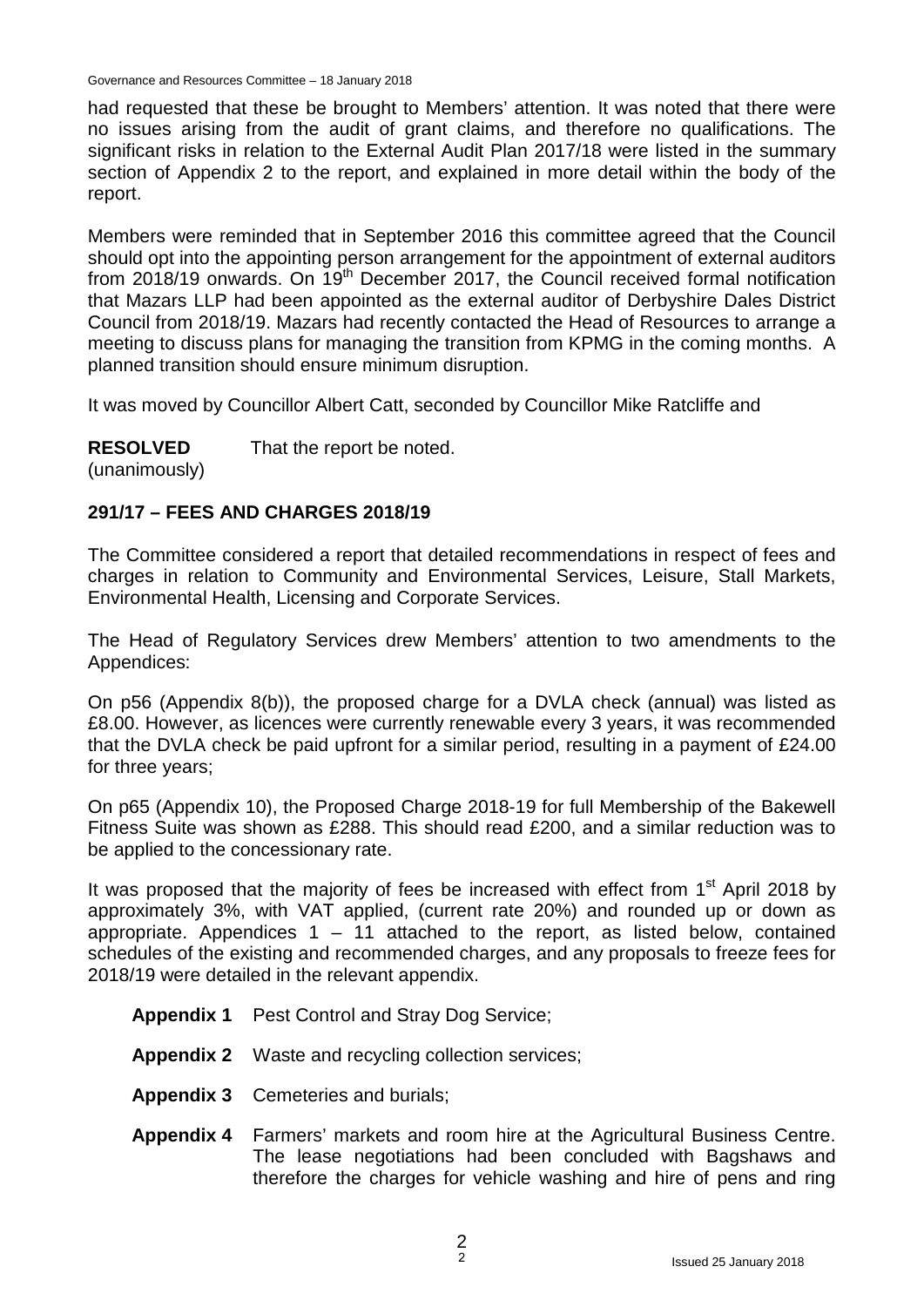had requested that these be brought to Members' attention. It was noted that there were no issues arising from the audit of grant claims, and therefore no qualifications. The significant risks in relation to the External Audit Plan 2017/18 were listed in the summary section of Appendix 2 to the report, and explained in more detail within the body of the report.

Members were reminded that in September 2016 this committee agreed that the Council should opt into the appointing person arrangement for the appointment of external auditors from 2018/19 onwards. On 19th December 2017, the Council received formal notification that Mazars LLP had been appointed as the external auditor of Derbyshire Dales District Council from 2018/19. Mazars had recently contacted the Head of Resources to arrange a meeting to discuss plans for managing the transition from KPMG in the coming months. A planned transition should ensure minimum disruption.

It was moved by Councillor Albert Catt, seconded by Councillor Mike Ratcliffe and

**RESOLVED** (unanimously) That the report be noted.

## 291/17 – FEES AND CHARGES 2018/19

The Committee considered a report that detailed recommendations in respect of fees and charges in relation to Community and Environmental Services, Leisure, Stall Markets, Environmental Health, Licensing and Corporate Services.

The Head of Regulatory Services drew Members' attention to two amendments to the Appendices:

On p56 (Appendix 8(b)), the proposed charge for a DVLA check (annual) was listed as £8.00. However, as licences were currently renewable every 3 years, it was recommended that the DVLA check be paid upfront for a similar period, resulting in a payment of £24.00 for three years;

On p65 (Appendix 10), the Proposed Charge 2018-19 for full Membership of the Bakewell Fitness Suite was shown as £288. This should read £200, and a similar reduction was to be applied to the concessionary rate.

It was proposed that the majority of fees be increased with effect from 1st April 2018 by approximately 3%, with VAT applied, (current rate 20%) and rounded up or down as appropriate. Appendices 1 – 11 attached to the report, as listed below, contained schedules of the existing and recommended charges, and any proposals to freeze fees for 2018/19 were detailed in the relevant appendix.

- **Appendix 1** Pest Control and Stray Dog Service;
- **Appendix 2** Waste and recycling collection services;
- **Appendix 3** Cemeteries and burials;
- **Appendix 4** Farmers' markets and room hire at the Agricultural Business Centre. The lease negotiations had been concluded with Bagshaws and therefore the charges for vehicle washing and hire of pens and ring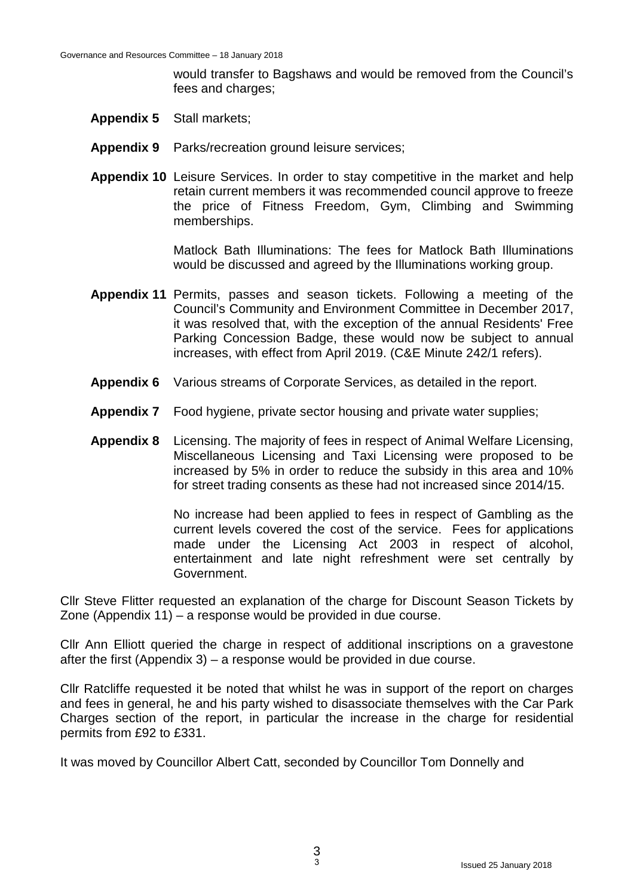would transfer to Bagshaws and would be removed from the Council's fees and charges;

**Appendix 5** Stall markets;

**Appendix 9** Parks/recreation ground leisure services;

**Appendix 10** Leisure Services. In order to stay competitive in the market and help retain current members it was recommended council approve to freeze the price of Fitness Freedom, Gym, Climbing and Swimming memberships.

Matlock Bath Illuminations: The fees for Matlock Bath Illuminations would be discussed and agreed by the Illuminations working group.

**Appendix 11** Permits, passes and season tickets. Following a meeting of the Council's Community and Environment Committee in December 2017, it was resolved that, with the exception of the annual Residents' Free Parking Concession Badge, these would now be subject to annual increases, with effect from April 2019. (C&E Minute 242/1 refers).

**Appendix 6** Various streams of Corporate Services, as detailed in the report.

**Appendix 7** Food hygiene, private sector housing and private water supplies;

**Appendix 8** Licensing. The majority of fees in respect of Animal Welfare Licensing, Miscellaneous Licensing and Taxi Licensing were proposed to be increased by 5% in order to reduce the subsidy in this area and 10% for street trading consents as these had not increased since 2014/15.

No increase had been applied to fees in respect of Gambling as the current levels covered the cost of the service. Fees for applications made under the Licensing Act 2003 in respect of alcohol, entertainment and late night refreshment were set centrally by Government.

Cllr Steve Flitter requested an explanation of the charge for Discount Season Tickets by Zone (Appendix 11) – a response would be provided in due course.

Cllr Ann Elliott queried the charge in respect of additional inscriptions on a gravestone after the first (Appendix 3) – a response would be provided in due course.

Cllr Ratcliffe requested it be noted that whilst he was in support of the report on charges and fees in general, he and his party wished to disassociate themselves with the Car Park Charges section of the report, in particular the increase in the charge for residential permits from £92 to £331.

It was moved by Councillor Albert Catt, seconded by Councillor Tom Donnelly and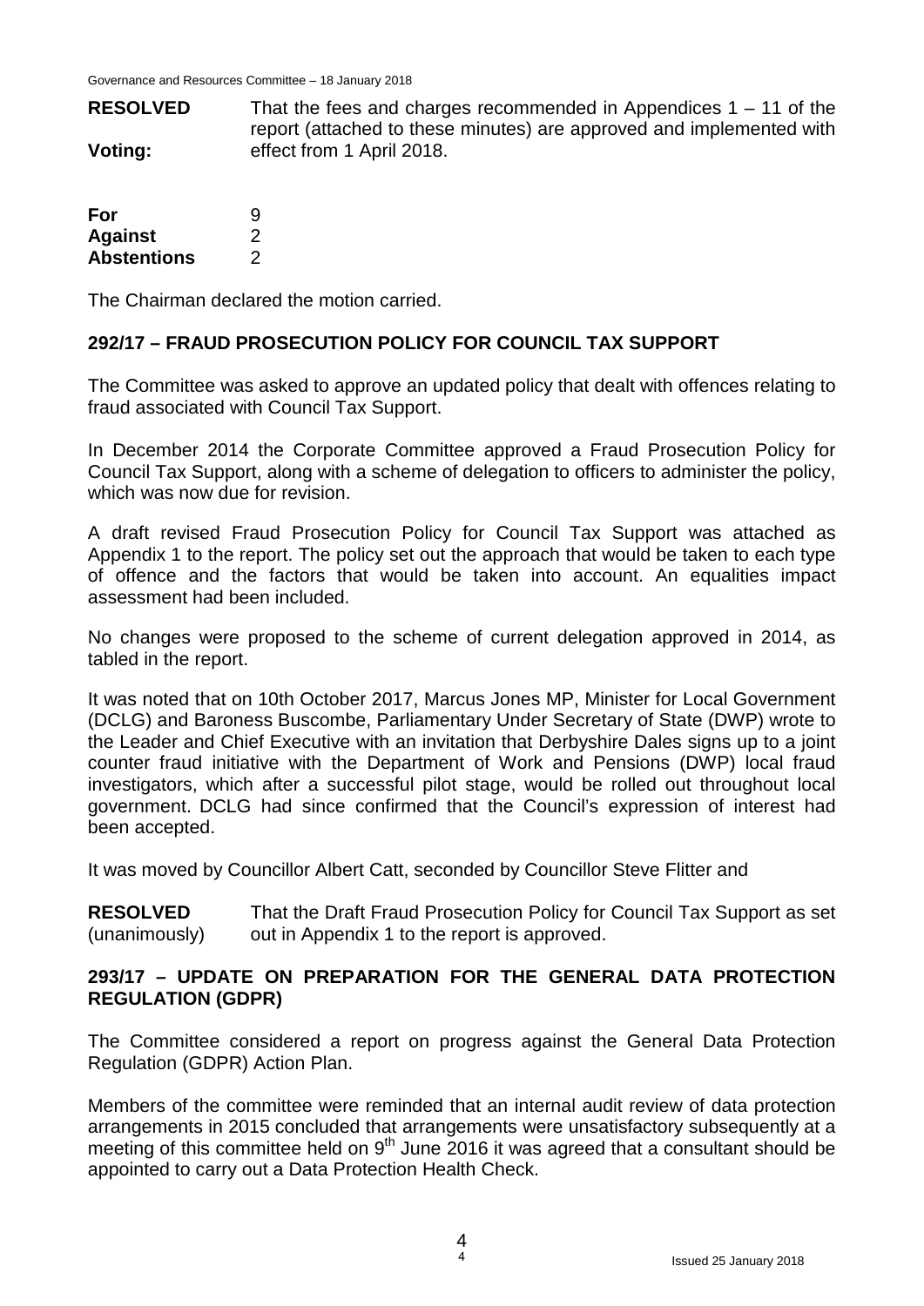**RESOLVED** That the fees and charges recommended in Appendices 1 – 11 of the report (attached to these minutes) are approved and implemented with effect from 1 April 2018.

**Voting:**

| | |
|---|---|
| **For** | 9 |
| **Against** | 2 |
| **Abstentions** | 2 |

The Chairman declared the motion carried.

## 292/17 – FRAUD PROSECUTION POLICY FOR COUNCIL TAX SUPPORT

The Committee was asked to approve an updated policy that dealt with offences relating to fraud associated with Council Tax Support.

In December 2014 the Corporate Committee approved a Fraud Prosecution Policy for Council Tax Support, along with a scheme of delegation to officers to administer the policy, which was now due for revision.

A draft revised Fraud Prosecution Policy for Council Tax Support was attached as Appendix 1 to the report. The policy set out the approach that would be taken to each type of offence and the factors that would be taken into account. An equalities impact assessment had been included.

No changes were proposed to the scheme of current delegation approved in 2014, as tabled in the report.

It was noted that on 10th October 2017, Marcus Jones MP, Minister for Local Government (DCLG) and Baroness Buscombe, Parliamentary Under Secretary of State (DWP) wrote to the Leader and Chief Executive with an invitation that Derbyshire Dales signs up to a joint counter fraud initiative with the Department of Work and Pensions (DWP) local fraud investigators, which after a successful pilot stage, would be rolled out throughout local government. DCLG had since confirmed that the Council's expression of interest had been accepted.

It was moved by Councillor Albert Catt, seconded by Councillor Steve Flitter and

**RESOLVED** (unanimously) That the Draft Fraud Prosecution Policy for Council Tax Support as set out in Appendix 1 to the report is approved.

## 293/17 – UPDATE ON PREPARATION FOR THE GENERAL DATA PROTECTION REGULATION (GDPR)

The Committee considered a report on progress against the General Data Protection Regulation (GDPR) Action Plan.

Members of the committee were reminded that an internal audit review of data protection arrangements in 2015 concluded that arrangements were unsatisfactory subsequently at a meeting of this committee held on 9th June 2016 it was agreed that a consultant should be appointed to carry out a Data Protection Health Check.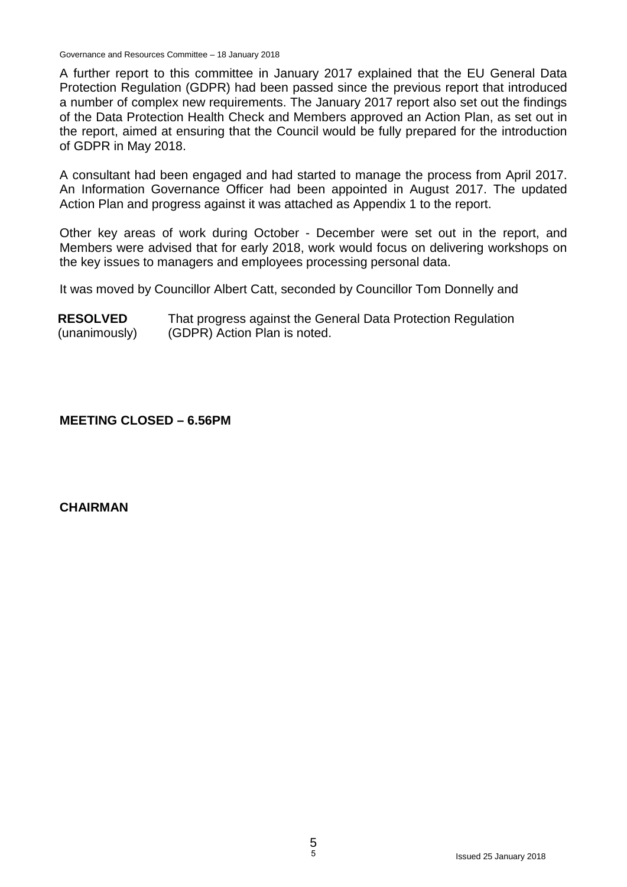A further report to this committee in January 2017 explained that the EU General Data Protection Regulation (GDPR) had been passed since the previous report that introduced a number of complex new requirements. The January 2017 report also set out the findings of the Data Protection Health Check and Members approved an Action Plan, as set out in the report, aimed at ensuring that the Council would be fully prepared for the introduction of GDPR in May 2018.

A consultant had been engaged and had started to manage the process from April 2017. An Information Governance Officer had been appointed in August 2017. The updated Action Plan and progress against it was attached as Appendix 1 to the report.

Other key areas of work during October - December were set out in the report, and Members were advised that for early 2018, work would focus on delivering workshops on the key issues to managers and employees processing personal data.

It was moved by Councillor Albert Catt, seconded by Councillor Tom Donnelly and

**RESOLVED** (unanimously) That progress against the General Data Protection Regulation (GDPR) Action Plan is noted.

**MEETING CLOSED – 6.56PM**

**CHAIRMAN**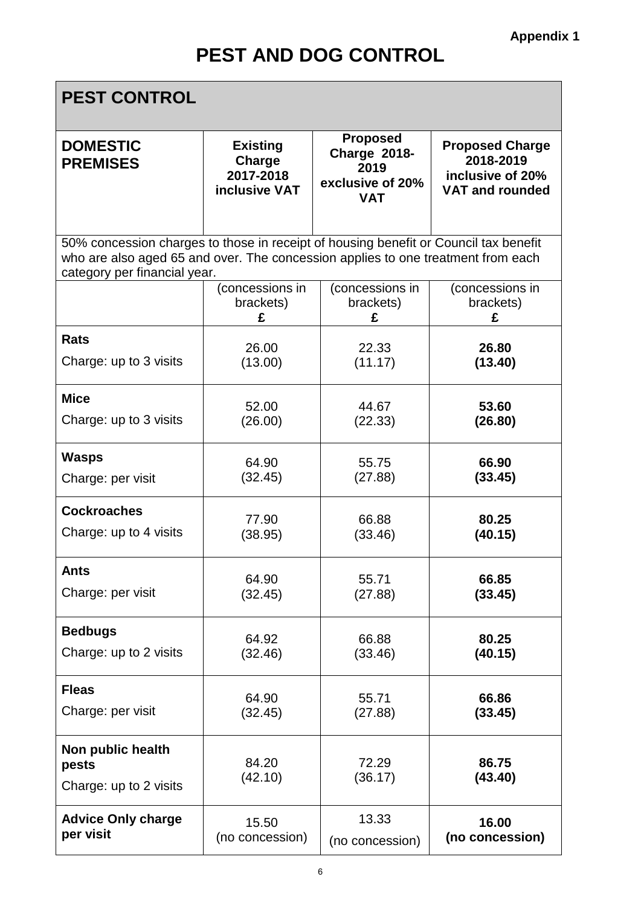**Appendix 1**

# PEST AND DOG CONTROL

## PEST CONTROL

| **DOMESTIC PREMISES** | **Existing Charge 2017-2018 inclusive VAT** | **Proposed Charge 2018-2019 exclusive of 20% VAT** | **Proposed Charge 2018-2019 inclusive of 20% VAT and rounded** |
|---|---|---|---|
| 50% concession charges to those in receipt of housing benefit or Council tax benefit who are also aged 65 and over. The concession applies to one treatment from each category per financial year. | | | |
| | (concessions in brackets) £ | (concessions in brackets) £ | (concessions in brackets) £ |
| **Rats** Charge: up to 3 visits | 26.00 (13.00) | 22.33 (11.17) | **26.80 (13.40)** |
| **Mice** Charge: up to 3 visits | 52.00 (26.00) | 44.67 (22.33) | **53.60 (26.80)** |
| **Wasps** Charge: per visit | 64.90 (32.45) | 55.75 (27.88) | **66.90 (33.45)** |
| **Cockroaches** Charge: up to 4 visits | 77.90 (38.95) | 66.88 (33.46) | **80.25 (40.15)** |
| **Ants** Charge: per visit | 64.90 (32.45) | 55.71 (27.88) | **66.85 (33.45)** |
| **Bedbugs** Charge: up to 2 visits | 64.92 (32.46) | 66.88 (33.46) | **80.25 (40.15)** |
| **Fleas** Charge: per visit | 64.90 (32.45) | 55.71 (27.88) | **66.86 (33.45)** |
| **Non public health pests** Charge: up to 2 visits | 84.20 (42.10) | 72.29 (36.17) | **86.75 (43.40)** |
| **Advice Only charge per visit** | 15.50 (no concession) | 13.33 (no concession) | **16.00 (no concession)** |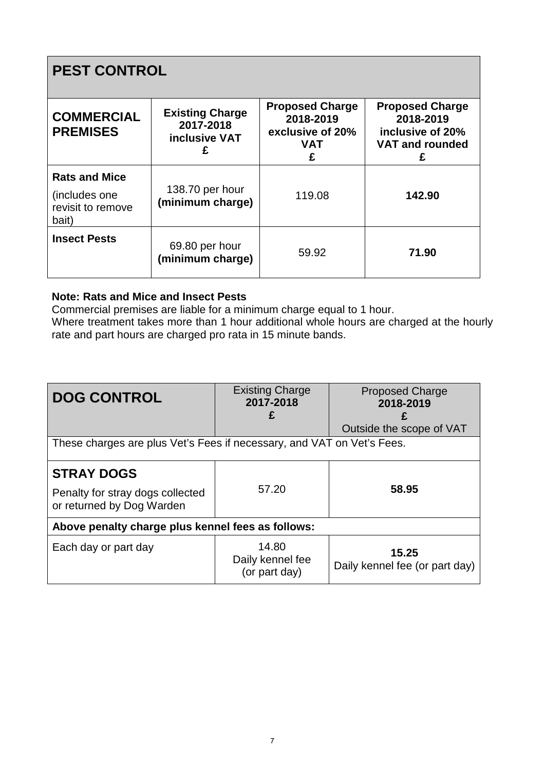## PEST CONTROL

| **COMMERCIAL PREMISES** | **Existing Charge 2017-2018 inclusive VAT £** | **Proposed Charge 2018-2019 exclusive of 20% VAT £** | **Proposed Charge 2018-2019 inclusive of 20% VAT and rounded £** |
|---|---|---|---|
| **Rats and Mice** (includes one revisit to remove bait) | 138.70 per hour **(minimum charge)** | 119.08 | **142.90** |
| **Insect Pests** | 69.80 per hour **(minimum charge)** | 59.92 | **71.90** |

**Note: Rats and Mice and Insect Pests**
Commercial premises are liable for a minimum charge equal to 1 hour.
Where treatment takes more than 1 hour additional whole hours are charged at the hourly rate and part hours are charged pro rata in 15 minute bands.

| **DOG CONTROL** | Existing Charge **2017-2018 £** | Proposed Charge **2018-2019 £** Outside the scope of VAT |
|---|---|---|
| These charges are plus Vet's Fees if necessary, and VAT on Vet's Fees. | | |
| **STRAY DOGS** Penalty for stray dogs collected or returned by Dog Warden | 57.20 | **58.95** |
| **Above penalty charge plus kennel fees as follows:** | | |
| Each day or part day | 14.80 Daily kennel fee (or part day) | **15.25** Daily kennel fee (or part day) |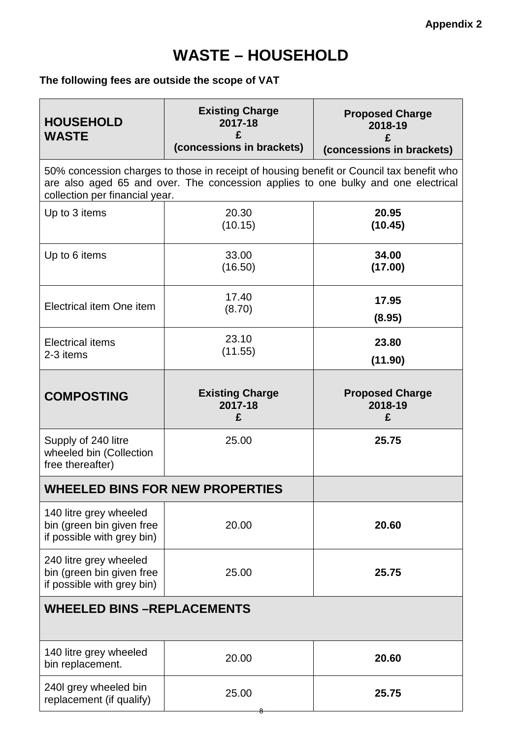Appendix 2

# WASTE – HOUSEHOLD

**The following fees are outside the scope of VAT**

| HOUSEHOLD WASTE | Existing Charge 2017-18 £ (concessions in brackets) | Proposed Charge 2018-19 £ (concessions in brackets) |
|---|---|---|
| 50% concession charges to those in receipt of housing benefit or Council tax benefit who are also aged 65 and over. The concession applies to one bulky and one electrical collection per financial year. | | |
| Up to 3 items | 20.30 (10.15) | **20.95 (10.45)** |
| Up to 6 items | 33.00 (16.50) | **34.00 (17.00)** |
| Electrical item One item | 17.40 (8.70) | **17.95 (8.95)** |
| Electrical items 2-3 items | 23.10 (11.55) | **23.80 (11.90)** |
| **COMPOSTING** | **Existing Charge 2017-18 £** | **Proposed Charge 2018-19 £** |
| Supply of 240 litre wheeled bin (Collection free thereafter) | 25.00 | **25.75** |
| **WHEELED BINS FOR NEW PROPERTIES** | | |
| 140 litre grey wheeled bin (green bin given free if possible with grey bin) | 20.00 | **20.60** |
| 240 litre grey wheeled bin (green bin given free if possible with grey bin) | 25.00 | **25.75** |
| **WHEELED BINS –REPLACEMENTS** | | |
| 140 litre grey wheeled bin replacement. | 20.00 | **20.60** |
| 240l grey wheeled bin replacement (if qualify) | 25.00 | **25.75** |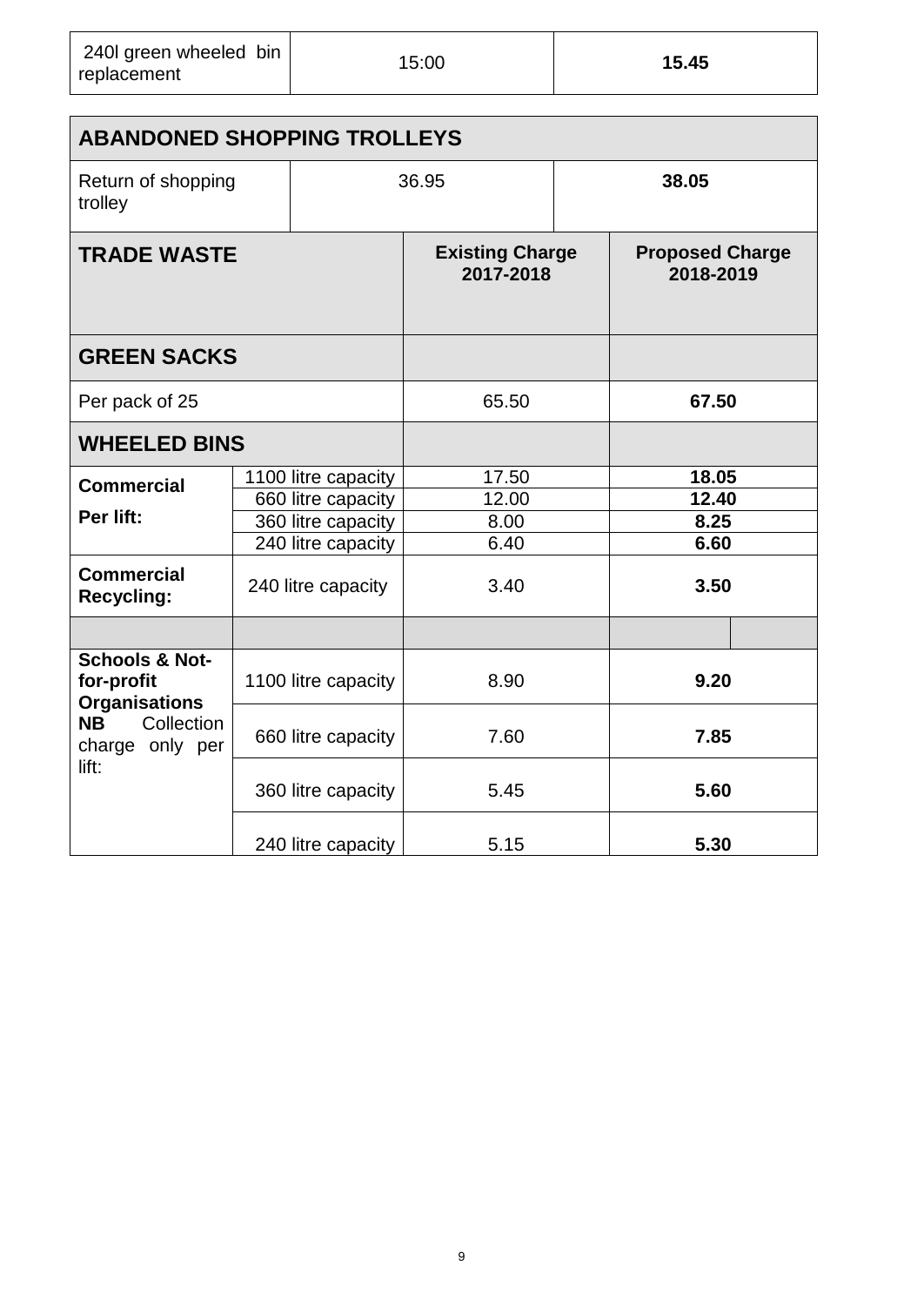| 240l green wheeled bin replacement | 15:00 | **15.45** |
|---|---|---|

| **ABANDONED SHOPPING TROLLEYS** | | |
|---|---|---|
| Return of shopping trolley | 36.95 | **38.05** |

| **TRADE WASTE** | | **Existing Charge 2017-2018** | **Proposed Charge 2018-2019** |
|---|---|---|---|
| **GREEN SACKS** | | | |
| Per pack of 25 | | 65.50 | **67.50** |
| **WHEELED BINS** | | | |
| **Commercial Per lift:** | 1100 litre capacity | 17.50 | **18.05** |
| | 660 litre capacity | 12.00 | **12.40** |
| | 360 litre capacity | 8.00 | **8.25** |
| | 240 litre capacity | 6.40 | **6.60** |
| **Commercial Recycling:** | 240 litre capacity | 3.40 | **3.50** |
| | | | |
| **Schools & Not-for-profit Organisations** **NB** Collection charge only per lift: | 1100 litre capacity | 8.90 | **9.20** |
| | 660 litre capacity | 7.60 | **7.85** |
| | 360 litre capacity | 5.45 | **5.60** |
| | 240 litre capacity | 5.15 | **5.30** |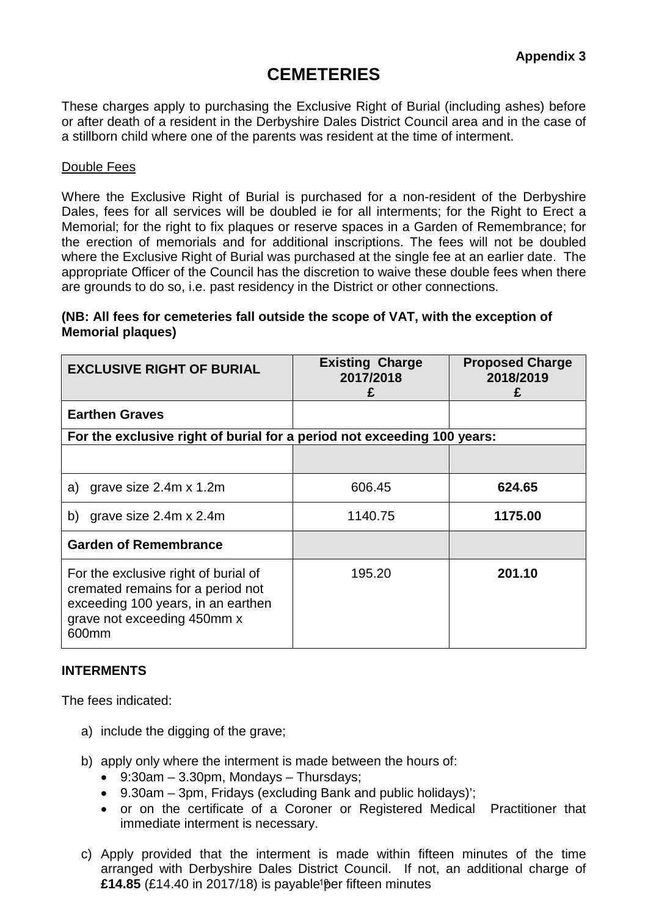**Appendix 3**

# CEMETERIES

These charges apply to purchasing the Exclusive Right of Burial (including ashes) before or after death of a resident in the Derbyshire Dales District Council area and in the case of a stillborn child where one of the parents was resident at the time of interment.

Double Fees

Where the Exclusive Right of Burial is purchased for a non-resident of the Derbyshire Dales, fees for all services will be doubled ie for all interments; for the Right to Erect a Memorial; for the right to fix plaques or reserve spaces in a Garden of Remembrance; for the erection of memorials and for additional inscriptions. The fees will not be doubled where the Exclusive Right of Burial was purchased at the single fee at an earlier date. The appropriate Officer of the Council has the discretion to waive these double fees when there are grounds to do so, i.e. past residency in the District or other connections.

**(NB: All fees for cemeteries fall outside the scope of VAT, with the exception of Memorial plaques)**

| EXCLUSIVE RIGHT OF BURIAL | Existing Charge 2017/2018 £ | Proposed Charge 2018/2019 £ |
|---|---|---|
| **Earthen Graves** | | |
| **For the exclusive right of burial for a period not exceeding 100 years:** | | |
| | | |
| a) grave size 2.4m x 1.2m | 606.45 | **624.65** |
| b) grave size 2.4m x 2.4m | 1140.75 | **1175.00** |
| **Garden of Remembrance** | | |
| For the exclusive right of burial of cremated remains for a period not exceeding 100 years, in an earthen grave not exceeding 450mm x 600mm | 195.20 | **201.10** |

**INTERMENTS**

The fees indicated:

a) include the digging of the grave;

b) apply only where the interment is made between the hours of:
   - 9:30am – 3.30pm, Mondays – Thursdays;
   - 9.30am – 3pm, Fridays (excluding Bank and public holidays)';
   - or on the certificate of a Coroner or Registered Medical Practitioner that immediate interment is necessary.

c) Apply provided that the interment is made within fifteen minutes of the time arranged with Derbyshire Dales District Council. If not, an additional charge of **£14.85** (£14.40 in 2017/18) is payable per fifteen minutes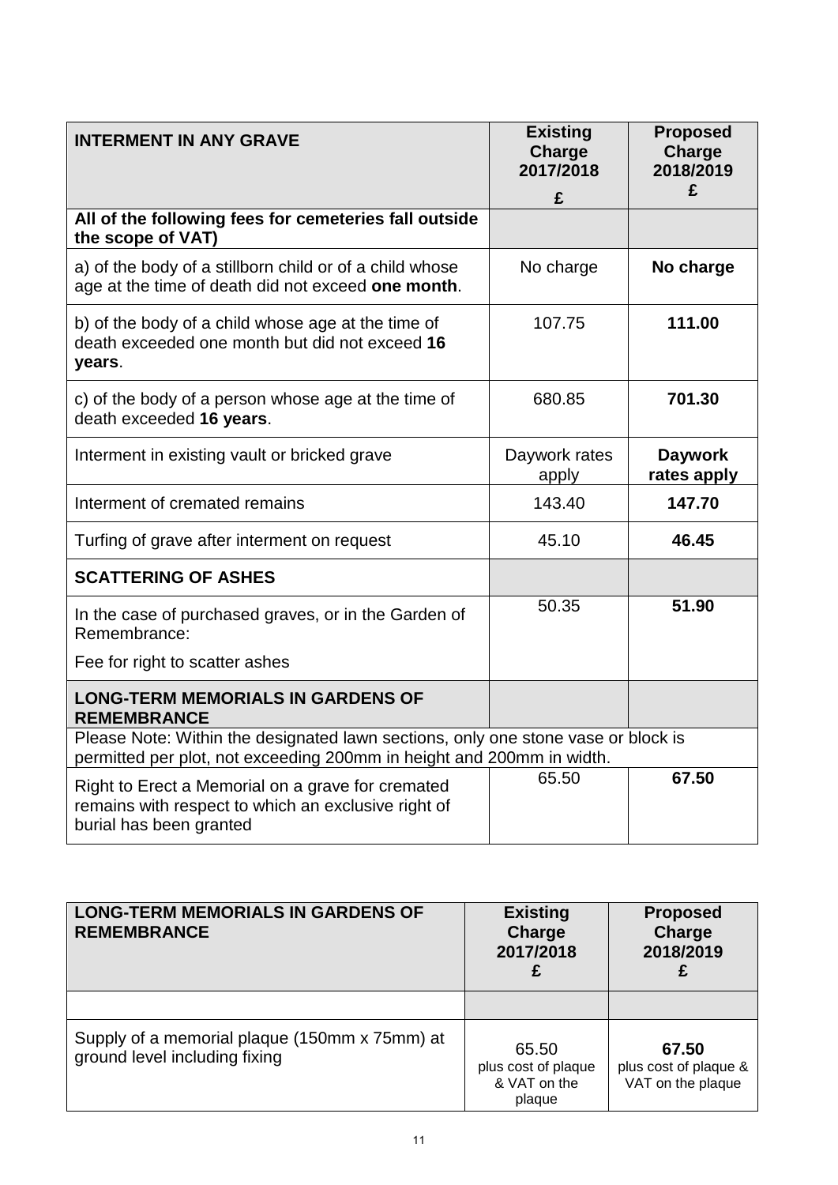| INTERMENT IN ANY GRAVE | Existing Charge 2017/2018 £ | Proposed Charge 2018/2019 £ |
|---|---|---|
| **All of the following fees for cemeteries fall outside the scope of VAT)** | | |
| a) of the body of a stillborn child or of a child whose age at the time of death did not exceed **one month**. | No charge | **No charge** |
| b) of the body of a child whose age at the time of death exceeded one month but did not exceed **16 years**. | 107.75 | **111.00** |
| c) of the body of a person whose age at the time of death exceeded **16 years**. | 680.85 | **701.30** |
| Interment in existing vault or bricked grave | Daywork rates apply | **Daywork rates apply** |
| Interment of cremated remains | 143.40 | **147.70** |
| Turfing of grave after interment on request | 45.10 | **46.45** |
| **SCATTERING OF ASHES** | | |
| In the case of purchased graves, or in the Garden of Remembrance: Fee for right to scatter ashes | 50.35 | **51.90** |
| **LONG-TERM MEMORIALS IN GARDENS OF REMEMBRANCE** | | |
| Please Note: Within the designated lawn sections, only one stone vase or block is permitted per plot, not exceeding 200mm in height and 200mm in width. | | |
| Right to Erect a Memorial on a grave for cremated remains with respect to which an exclusive right of burial has been granted | 65.50 | **67.50** |

| LONG-TERM MEMORIALS IN GARDENS OF REMEMBRANCE | Existing Charge 2017/2018 £ | Proposed Charge 2018/2019 £ |
|---|---|---|
| | | |
| Supply of a memorial plaque (150mm x 75mm) at ground level including fixing | 65.50 plus cost of plaque & VAT on the plaque | **67.50** plus cost of plaque & VAT on the plaque |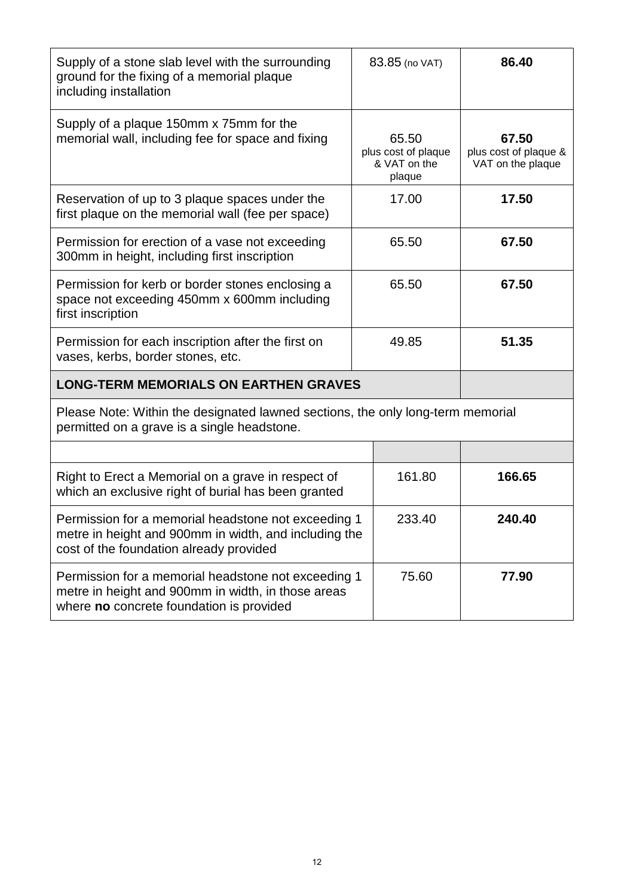| | | |
|---|---|---|
| Supply of a stone slab level with the surrounding ground for the fixing of a memorial plaque including installation | 83.85 (no VAT) | **86.40** |
| Supply of a plaque 150mm x 75mm for the memorial wall, including fee for space and fixing | 65.50 plus cost of plaque & VAT on the plaque | **67.50** plus cost of plaque & VAT on the plaque |
| Reservation of up to 3 plaque spaces under the first plaque on the memorial wall (fee per space) | 17.00 | **17.50** |
| Permission for erection of a vase not exceeding 300mm in height, including first inscription | 65.50 | **67.50** |
| Permission for kerb or border stones enclosing a space not exceeding 450mm x 600mm including first inscription | 65.50 | **67.50** |
| Permission for each inscription after the first on vases, kerbs, border stones, etc. | 49.85 | **51.35** |
| **LONG-TERM MEMORIALS ON EARTHEN GRAVES** | | |
| Please Note: Within the designated lawned sections, the only long-term memorial permitted on a grave is a single headstone. | | |
| | | |
| Right to Erect a Memorial on a grave in respect of which an exclusive right of burial has been granted | 161.80 | **166.65** |
| Permission for a memorial headstone not exceeding 1 metre in height and 900mm in width, and including the cost of the foundation already provided | 233.40 | **240.40** |
| Permission for a memorial headstone not exceeding 1 metre in height and 900mm in width, in those areas where **no** concrete foundation is provided | 75.60 | **77.90** |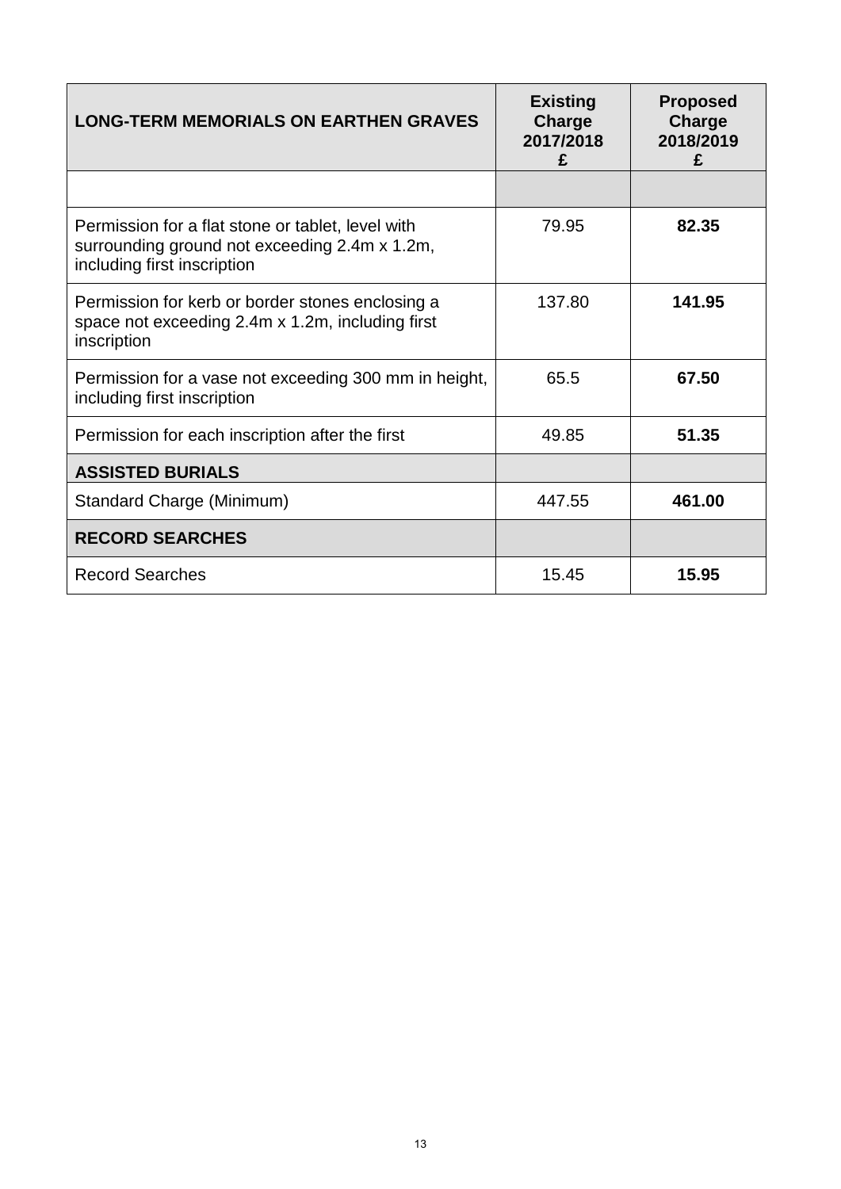| LONG-TERM MEMORIALS ON EARTHEN GRAVES | Existing Charge 2017/2018 £ | Proposed Charge 2018/2019 £ |
|---|---|---|
| | | |
| Permission for a flat stone or tablet, level with surrounding ground not exceeding 2.4m x 1.2m, including first inscription | 79.95 | **82.35** |
| Permission for kerb or border stones enclosing a space not exceeding 2.4m x 1.2m, including first inscription | 137.80 | **141.95** |
| Permission for a vase not exceeding 300 mm in height, including first inscription | 65.5 | **67.50** |
| Permission for each inscription after the first | 49.85 | **51.35** |
| **ASSISTED BURIALS** | | |
| Standard Charge (Minimum) | 447.55 | **461.00** |
| **RECORD SEARCHES** | | |
| Record Searches | 15.45 | **15.95** |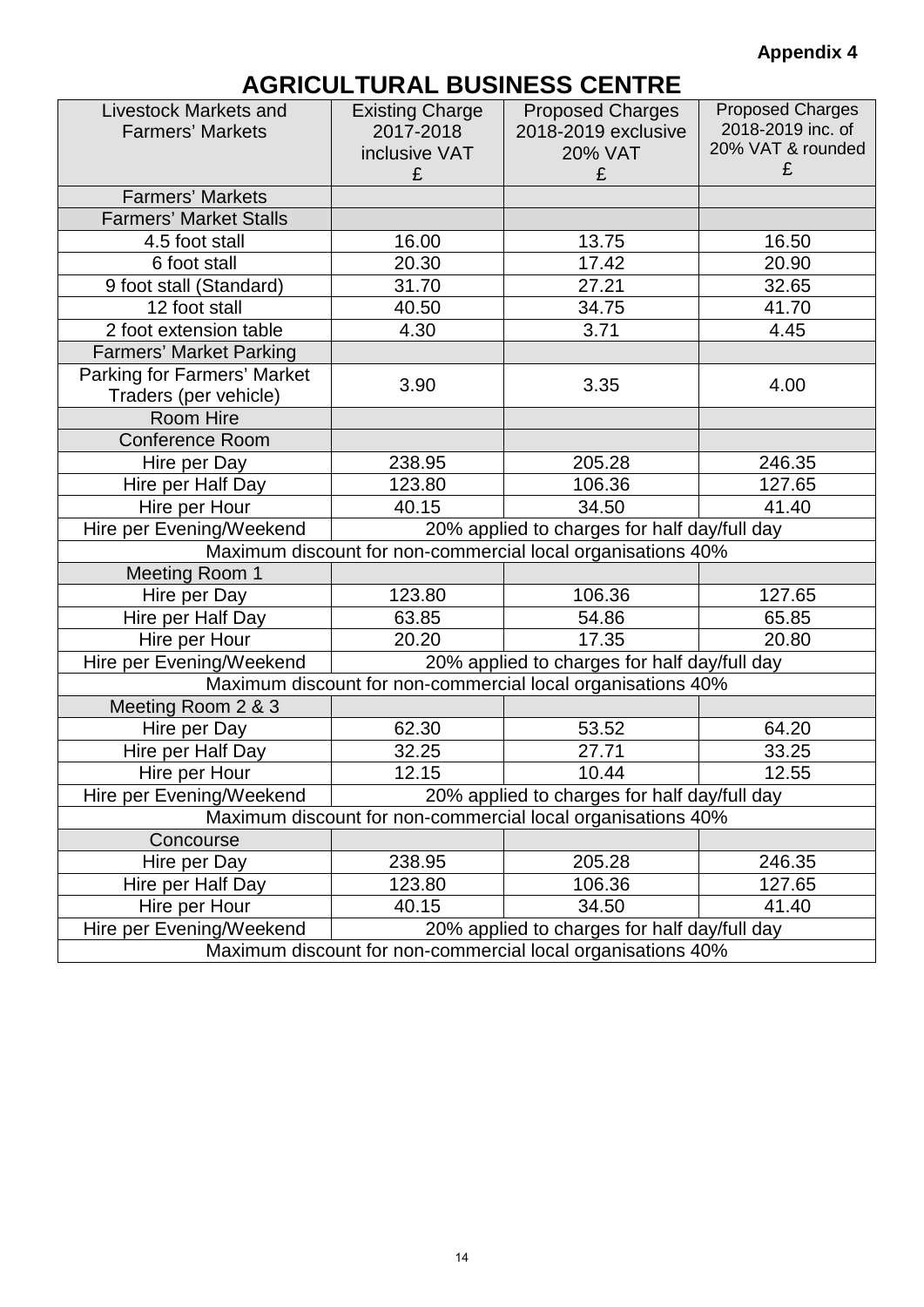**Appendix 4**

# AGRICULTURAL BUSINESS CENTRE

| Livestock Markets and Farmers' Markets | Existing Charge 2017-2018 inclusive VAT £ | Proposed Charges 2018-2019 exclusive 20% VAT £ | Proposed Charges 2018-2019 inc. of 20% VAT & rounded £ |
|---|---|---|---|
| Farmers' Markets | | | |
| Farmers' Market Stalls | | | |
| 4.5 foot stall | 16.00 | 13.75 | 16.50 |
| 6 foot stall | 20.30 | 17.42 | 20.90 |
| 9 foot stall (Standard) | 31.70 | 27.21 | 32.65 |
| 12 foot stall | 40.50 | 34.75 | 41.70 |
| 2 foot extension table | 4.30 | 3.71 | 4.45 |
| Farmers' Market Parking | | | |
| Parking for Farmers' Market Traders (per vehicle) | 3.90 | 3.35 | 4.00 |
| Room Hire | | | |
| Conference Room | | | |
| Hire per Day | 238.95 | 205.28 | 246.35 |
| Hire per Half Day | 123.80 | 106.36 | 127.65 |
| Hire per Hour | 40.15 | 34.50 | 41.40 |
| Hire per Evening/Weekend | 20% applied to charges for half day/full day | | |
| Maximum discount for non-commercial local organisations 40% | | | |
| Meeting Room 1 | | | |
| Hire per Day | 123.80 | 106.36 | 127.65 |
| Hire per Half Day | 63.85 | 54.86 | 65.85 |
| Hire per Hour | 20.20 | 17.35 | 20.80 |
| Hire per Evening/Weekend | 20% applied to charges for half day/full day | | |
| Maximum discount for non-commercial local organisations 40% | | | |
| Meeting Room 2 & 3 | | | |
| Hire per Day | 62.30 | 53.52 | 64.20 |
| Hire per Half Day | 32.25 | 27.71 | 33.25 |
| Hire per Hour | 12.15 | 10.44 | 12.55 |
| Hire per Evening/Weekend | 20% applied to charges for half day/full day | | |
| Maximum discount for non-commercial local organisations 40% | | | |
| Concourse | | | |
| Hire per Day | 238.95 | 205.28 | 246.35 |
| Hire per Half Day | 123.80 | 106.36 | 127.65 |
| Hire per Hour | 40.15 | 34.50 | 41.40 |
| Hire per Evening/Weekend | 20% applied to charges for half day/full day | | |
| Maximum discount for non-commercial local organisations 40% | | | |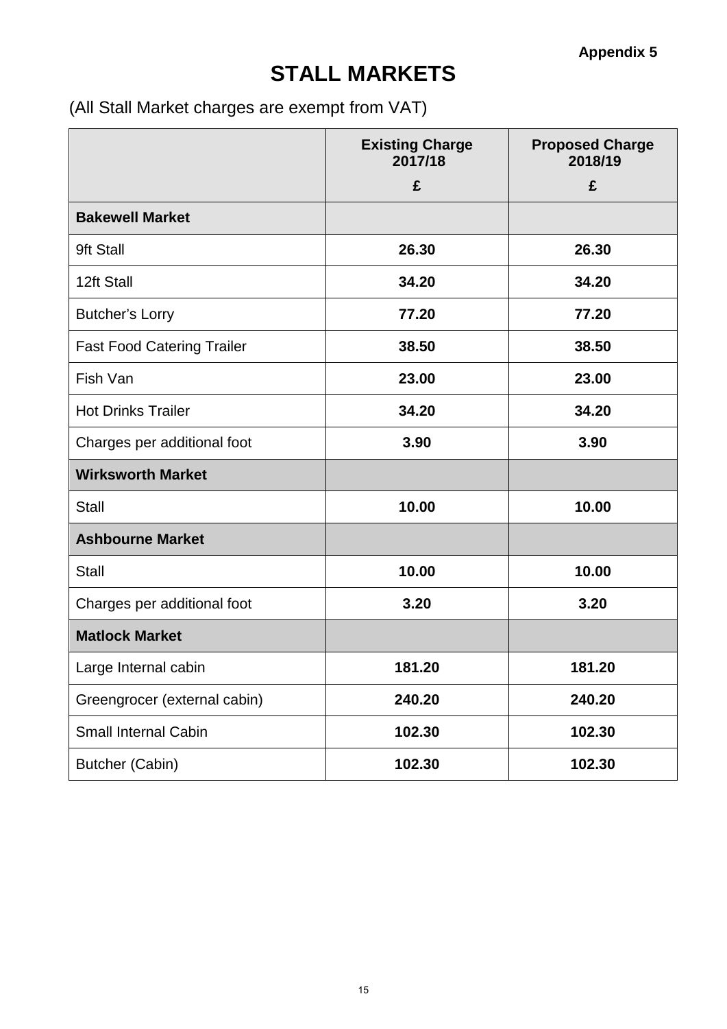**Appendix 5**

# STALL MARKETS

(All Stall Market charges are exempt from VAT)

| | Existing Charge 2017/18 £ | Proposed Charge 2018/19 £ |
|---|---|---|
| **Bakewell Market** | | |
| 9ft Stall | **26.30** | **26.30** |
| 12ft Stall | **34.20** | **34.20** |
| Butcher's Lorry | **77.20** | **77.20** |
| Fast Food Catering Trailer | **38.50** | **38.50** |
| Fish Van | **23.00** | **23.00** |
| Hot Drinks Trailer | **34.20** | **34.20** |
| Charges per additional foot | **3.90** | **3.90** |
| **Wirksworth Market** | | |
| Stall | **10.00** | **10.00** |
| **Ashbourne Market** | | |
| Stall | **10.00** | **10.00** |
| Charges per additional foot | **3.20** | **3.20** |
| **Matlock Market** | | |
| Large Internal cabin | **181.20** | **181.20** |
| Greengrocer (external cabin) | **240.20** | **240.20** |
| Small Internal Cabin | **102.30** | **102.30** |
| Butcher (Cabin) | **102.30** | **102.30** |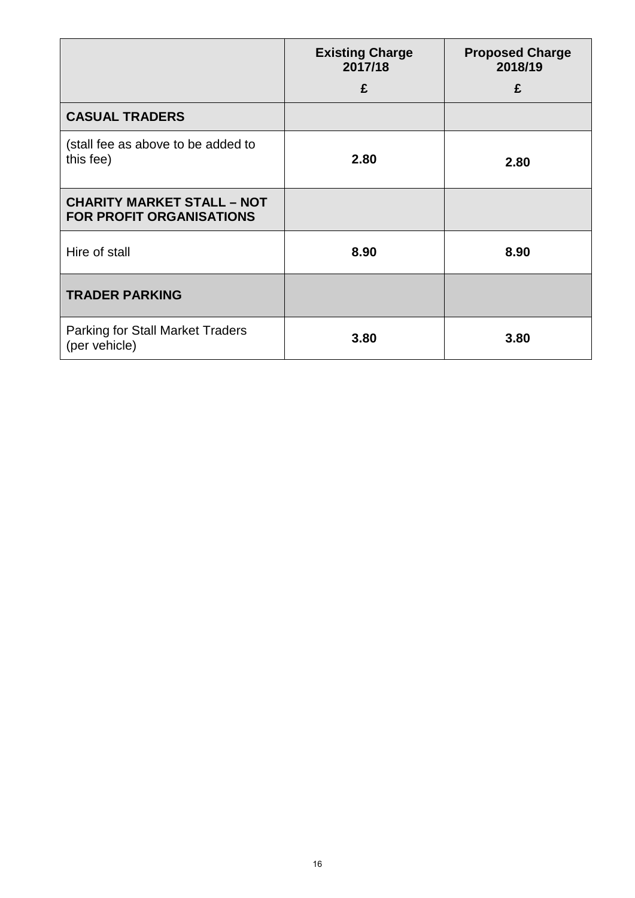| | Existing Charge 2017/18<br>£ | Proposed Charge 2018/19<br>£ |
|---|---|---|
| **CASUAL TRADERS** | | |
| (stall fee as above to be added to this fee) | **2.80** | **2.80** |
| **CHARITY MARKET STALL – NOT FOR PROFIT ORGANISATIONS** | | |
| Hire of stall | **8.90** | **8.90** |
| **TRADER PARKING** | | |
| Parking for Stall Market Traders (per vehicle) | **3.80** | **3.80** |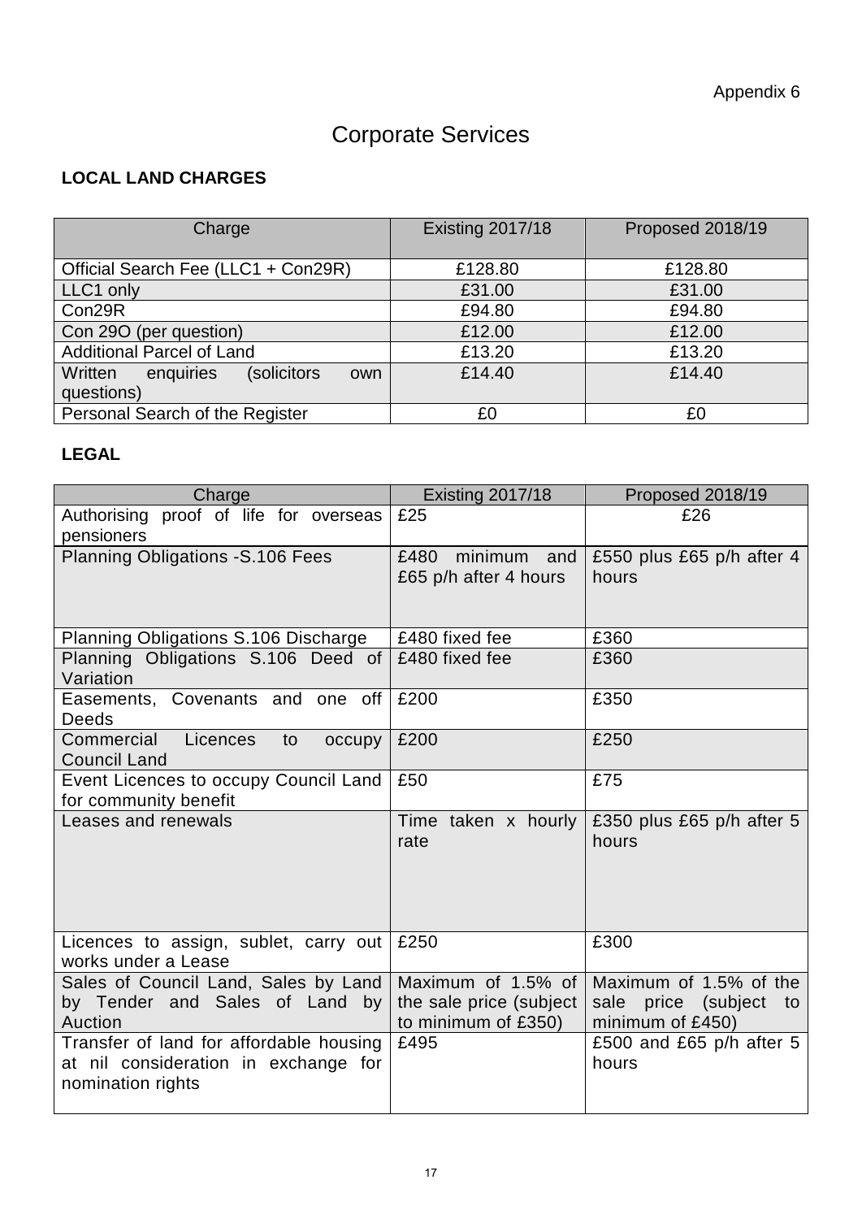Appendix 6

# Corporate Services

## LOCAL LAND CHARGES

| Charge | Existing 2017/18 | Proposed 2018/19 |
|---|---|---|
| Official Search Fee (LLC1 + Con29R) | £128.80 | £128.80 |
| LLC1 only | £31.00 | £31.00 |
| Con29R | £94.80 | £94.80 |
| Con 29O (per question) | £12.00 | £12.00 |
| Additional Parcel of Land | £13.20 | £13.20 |
| Written enquiries (solicitors own questions) | £14.40 | £14.40 |
| Personal Search of the Register | £0 | £0 |

## LEGAL

| Charge | Existing 2017/18 | Proposed 2018/19 |
|---|---|---|
| Authorising proof of life for overseas pensioners | £25 | £26 |
| Planning Obligations -S.106 Fees | £480 minimum and £65 p/h after 4 hours | £550 plus £65 p/h after 4 hours |
| Planning Obligations S.106 Discharge | £480 fixed fee | £360 |
| Planning Obligations S.106 Deed of Variation | £480 fixed fee | £360 |
| Easements, Covenants and one off Deeds | £200 | £350 |
| Commercial Licences to occupy Council Land | £200 | £250 |
| Event Licences to occupy Council Land for community benefit | £50 | £75 |
| Leases and renewals | Time taken x hourly rate | £350 plus £65 p/h after 5 hours |
| Licences to assign, sublet, carry out works under a Lease | £250 | £300 |
| Sales of Council Land, Sales by Land by Tender and Sales of Land by Auction | Maximum of 1.5% of the sale price (subject to minimum of £350) | Maximum of 1.5% of the sale price (subject to minimum of £450) |
| Transfer of land for affordable housing at nil consideration in exchange for nomination rights | £495 | £500 and £65 p/h after 5 hours |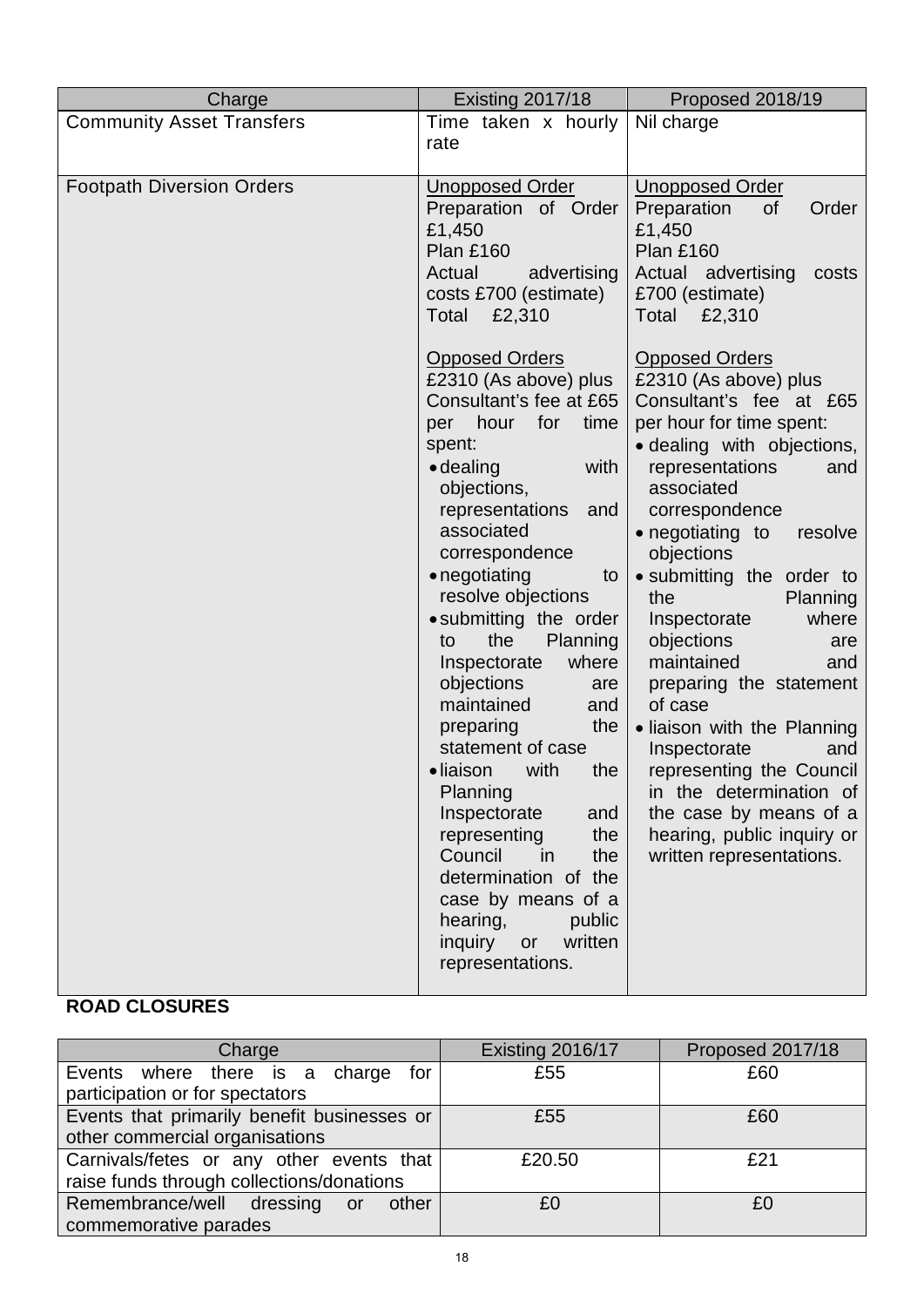| Charge | Existing 2017/18 | Proposed 2018/19 |
|---|---|---|
| Community Asset Transfers | Time taken x hourly rate | Nil charge |
| Footpath Diversion Orders | Unopposed Order<br>Preparation of Order £1,450<br>Plan £160<br>Actual advertising costs £700 (estimate)<br>Total £2,310<br><br>Opposed Orders<br>£2310 (As above) plus Consultant's fee at £65 per hour for time spent:<br>• dealing with objections, representations and associated correspondence<br>• negotiating to resolve objections<br>• submitting the order to the Planning Inspectorate where objections are maintained and preparing the statement of case<br>• liaison with the Planning Inspectorate and representing the Council in the determination of the case by means of a hearing, public inquiry or written representations. | Unopposed Order<br>Preparation of Order £1,450<br>Plan £160<br>Actual advertising costs £700 (estimate)<br>Total £2,310<br><br>Opposed Orders<br>£2310 (As above) plus Consultant's fee at £65 per hour for time spent:<br>• dealing with objections, representations and associated correspondence<br>• negotiating to resolve objections<br>• submitting the order to the Planning Inspectorate where objections are maintained and preparing the statement of case<br>• liaison with the Planning Inspectorate and representing the Council in the determination of the case by means of a hearing, public inquiry or written representations. |

**ROAD CLOSURES**

| Charge | Existing 2016/17 | Proposed 2017/18 |
|---|---|---|
| Events where there is a charge for participation or for spectators | £55 | £60 |
| Events that primarily benefit businesses or other commercial organisations | £55 | £60 |
| Carnivals/fetes or any other events that raise funds through collections/donations | £20.50 | £21 |
| Remembrance/well dressing or other commemorative parades | £0 | £0 |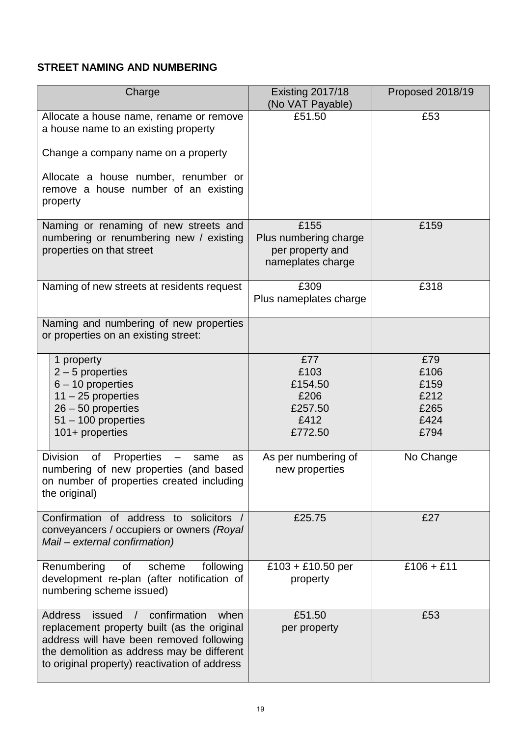**STREET NAMING AND NUMBERING**

| Charge | Existing 2017/18 (No VAT Payable) | Proposed 2018/19 |
|---|---|---|
| Allocate a house name, rename or remove a house name to an existing property<br><br>Change a company name on a property<br><br>Allocate a house number, renumber or remove a house number of an existing property | £51.50 | £53 |
| Naming or renaming of new streets and numbering or renumbering new / existing properties on that street | £155<br>Plus numbering charge per property and nameplates charge | £159 |
| Naming of new streets at residents request | £309<br>Plus nameplates charge | £318 |
| Naming and numbering of new properties or properties on an existing street: | | |
| 1 property<br>2 – 5 properties<br>6 – 10 properties<br>11 – 25 properties<br>26 – 50 properties<br>51 – 100 properties<br>101+ properties | £77<br>£103<br>£154.50<br>£206<br>£257.50<br>£412<br>£772.50 | £79<br>£106<br>£159<br>£212<br>£265<br>£424<br>£794 |
| Division of Properties – same as numbering of new properties (and based on number of properties created including the original) | As per numbering of new properties | No Change |
| Confirmation of address to solicitors / conveyancers / occupiers or owners *(Royal Mail – external confirmation)* | £25.75 | £27 |
| Renumbering of scheme following development re-plan (after notification of numbering scheme issued) | £103 + £10.50 per property | £106 + £11 |
| Address issued / confirmation when replacement property built (as the original address will have been removed following the demolition as address may be different to original property) reactivation of address | £51.50<br>per property | £53 |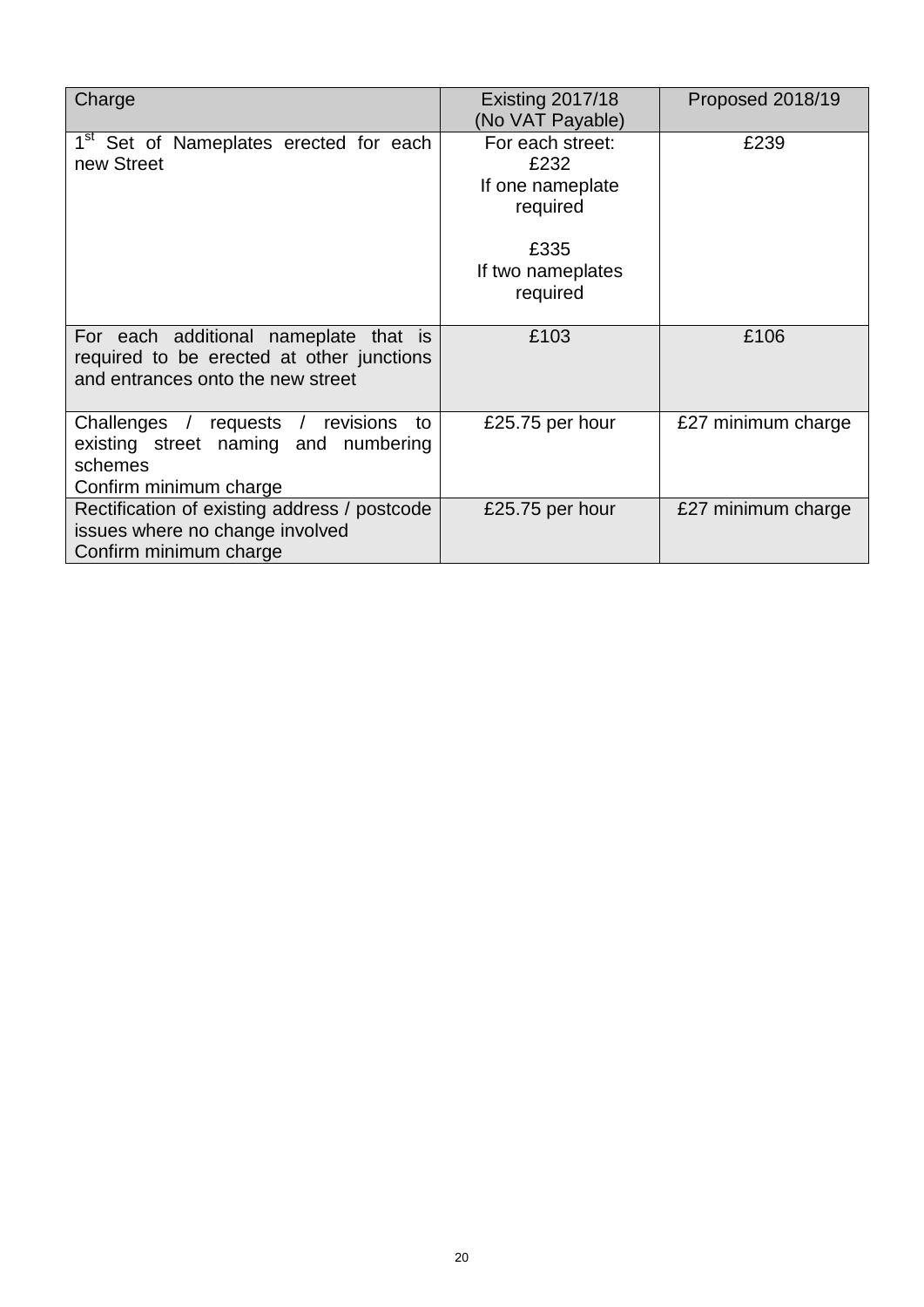| Charge | Existing 2017/18 (No VAT Payable) | Proposed 2018/19 |
|---|---|---|
| 1st Set of Nameplates erected for each new Street | For each street: £232 If one nameplate required<br><br>£335 If two nameplates required | £239 |
| For each additional nameplate that is required to be erected at other junctions and entrances onto the new street | £103 | £106 |
| Challenges / requests / revisions to existing street naming and numbering schemes Confirm minimum charge | £25.75 per hour | £27 minimum charge |
| Rectification of existing address / postcode issues where no change involved Confirm minimum charge | £25.75 per hour | £27 minimum charge |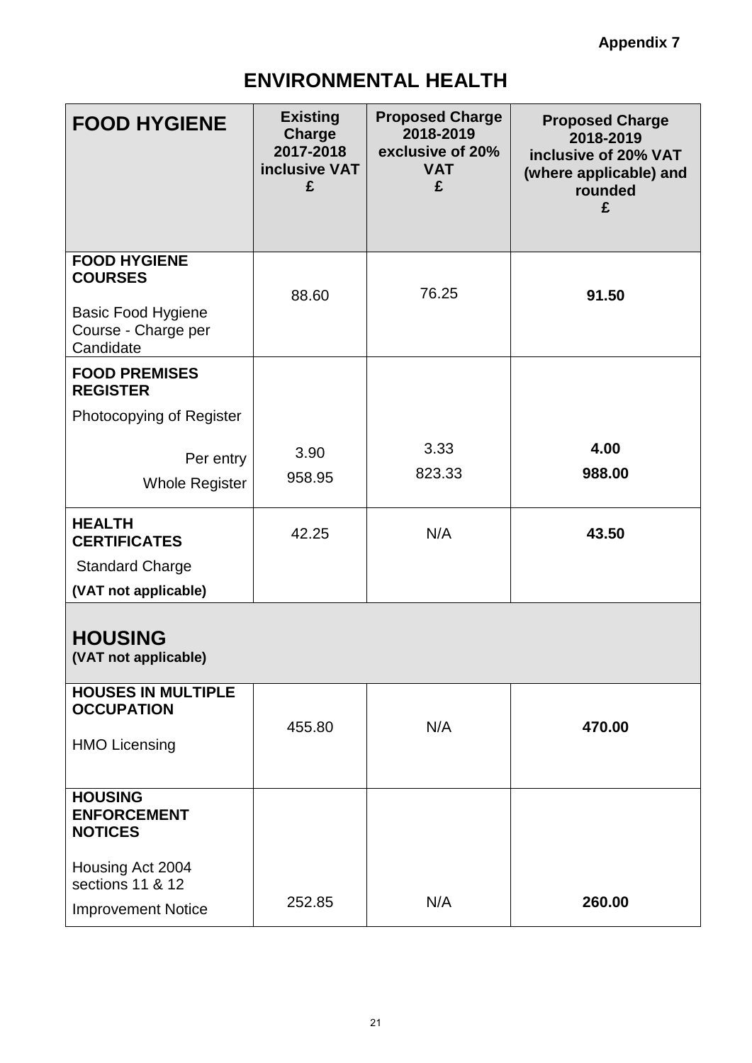**Appendix 7**

# ENVIRONMENTAL HEALTH

| FOOD HYGIENE | Existing Charge 2017-2018 inclusive VAT £ | Proposed Charge 2018-2019 exclusive of 20% VAT £ | Proposed Charge 2018-2019 inclusive of 20% VAT (where applicable) and rounded £ |
|---|---|---|---|
| **FOOD HYGIENE COURSES**<br>Basic Food Hygiene Course - Charge per Candidate | 88.60 | 76.25 | **91.50** |
| **FOOD PREMISES REGISTER**<br>Photocopying of Register | | | |
| Per entry | 3.90 | 3.33 | **4.00** |
| Whole Register | 958.95 | 823.33 | **988.00** |
| **HEALTH CERTIFICATES**<br>Standard Charge<br>**(VAT not applicable)** | 42.25 | N/A | **43.50** |
| **HOUSING**<br>**(VAT not applicable)** | | | |
| **HOUSES IN MULTIPLE OCCUPATION**<br>HMO Licensing | 455.80 | N/A | **470.00** |
| **HOUSING ENFORCEMENT NOTICES**<br>Housing Act 2004 sections 11 & 12<br>Improvement Notice | 252.85 | N/A | **260.00** |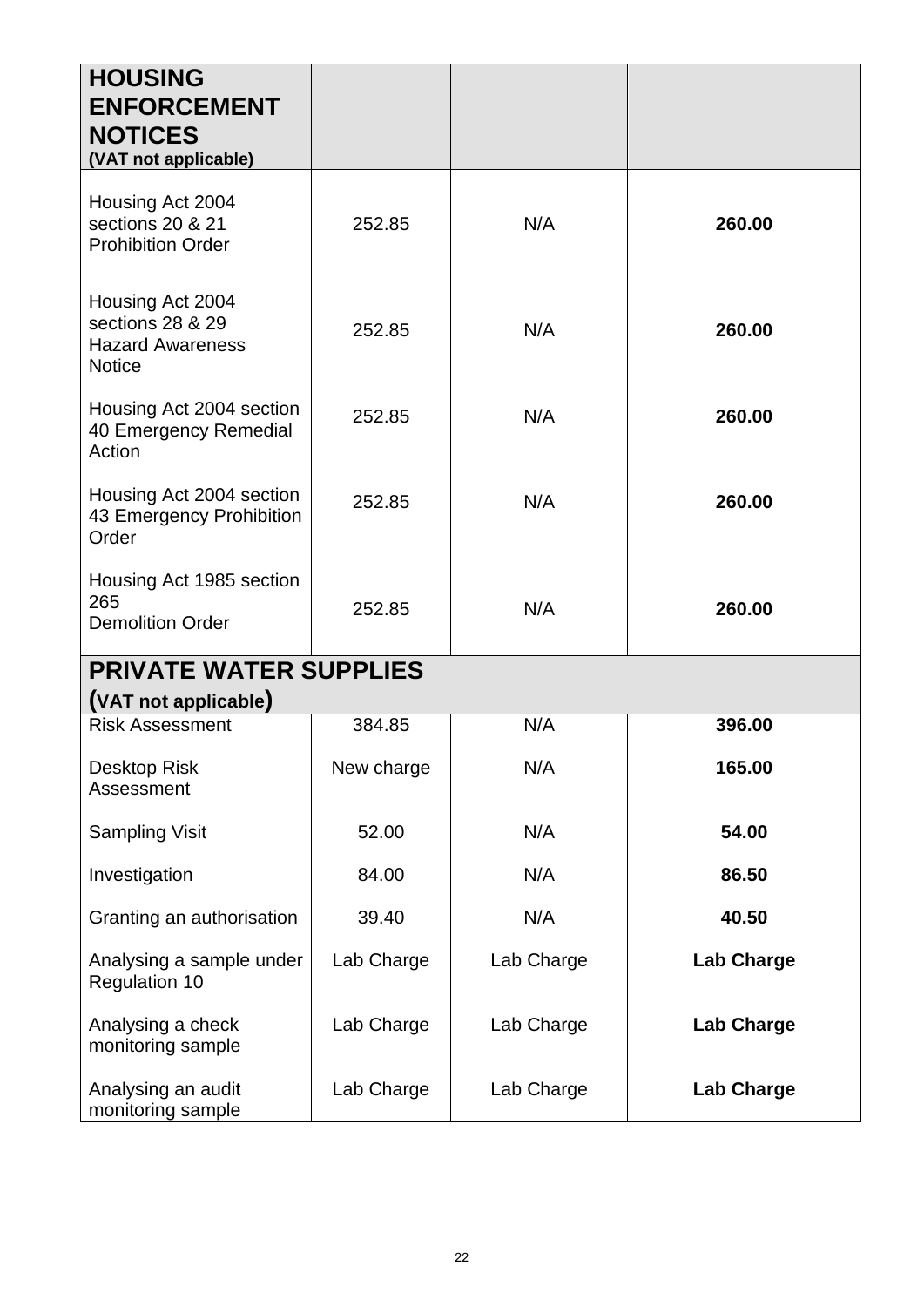| **HOUSING ENFORCEMENT NOTICES** **(VAT not applicable)** | | | |
|---|---|---|---|
| Housing Act 2004 sections 20 & 21 Prohibition Order | 252.85 | N/A | **260.00** |
| Housing Act 2004 sections 28 & 29 Hazard Awareness Notice | 252.85 | N/A | **260.00** |
| Housing Act 2004 section 40 Emergency Remedial Action | 252.85 | N/A | **260.00** |
| Housing Act 2004 section 43 Emergency Prohibition Order | 252.85 | N/A | **260.00** |
| Housing Act 1985 section 265 Demolition Order | 252.85 | N/A | **260.00** |
| **PRIVATE WATER SUPPLIES (VAT not applicable)** | | | |
| Risk Assessment | 384.85 | N/A | **396.00** |
| Desktop Risk Assessment | New charge | N/A | **165.00** |
| Sampling Visit | 52.00 | N/A | **54.00** |
| Investigation | 84.00 | N/A | **86.50** |
| Granting an authorisation | 39.40 | N/A | **40.50** |
| Analysing a sample under Regulation 10 | Lab Charge | Lab Charge | **Lab Charge** |
| Analysing a check monitoring sample | Lab Charge | Lab Charge | **Lab Charge** |
| Analysing an audit monitoring sample | Lab Charge | Lab Charge | **Lab Charge** |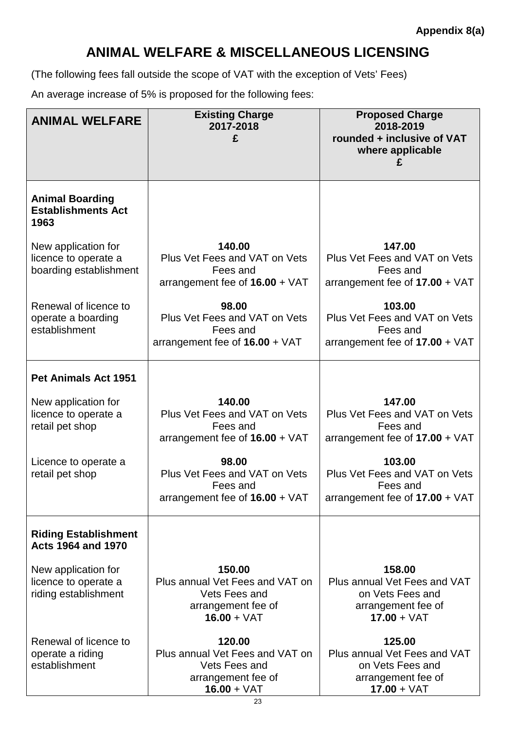**Appendix 8(a)**

# ANIMAL WELFARE & MISCELLANEOUS LICENSING

(The following fees fall outside the scope of VAT with the exception of Vets' Fees)

An average increase of 5% is proposed for the following fees:

| ANIMAL WELFARE | Existing Charge 2017-2018 £ | Proposed Charge 2018-2019 rounded + inclusive of VAT where applicable £ |
|---|---|---|
| **Animal Boarding Establishments Act 1963** | | |
| New application for licence to operate a boarding establishment | **140.00** Plus Vet Fees and VAT on Vets Fees and arrangement fee of **16.00** + VAT | **147.00** Plus Vet Fees and VAT on Vets Fees and arrangement fee of **17.00** + VAT |
| Renewal of licence to operate a boarding establishment | **98.00** Plus Vet Fees and VAT on Vets Fees and arrangement fee of **16.00** + VAT | **103.00** Plus Vet Fees and VAT on Vets Fees and arrangement fee of **17.00** + VAT |
| **Pet Animals Act 1951** | | |
| New application for licence to operate a retail pet shop | **140.00** Plus Vet Fees and VAT on Vets Fees and arrangement fee of **16.00** + VAT | **147.00** Plus Vet Fees and VAT on Vets Fees and arrangement fee of **17.00** + VAT |
| Licence to operate a retail pet shop | **98.00** Plus Vet Fees and VAT on Vets Fees and arrangement fee of **16.00** + VAT | **103.00** Plus Vet Fees and VAT on Vets Fees and arrangement fee of **17.00** + VAT |
| **Riding Establishment Acts 1964 and 1970** | | |
| New application for licence to operate a riding establishment | **150.00** Plus annual Vet Fees and VAT on Vets Fees and arrangement fee of **16.00** + VAT | **158.00** Plus annual Vet Fees and VAT on Vets Fees and arrangement fee of **17.00** + VAT |
| Renewal of licence to operate a riding establishment | **120.00** Plus annual Vet Fees and VAT on Vets Fees and arrangement fee of **16.00** + VAT | **125.00** Plus annual Vet Fees and VAT on Vets Fees and arrangement fee of **17.00** + VAT |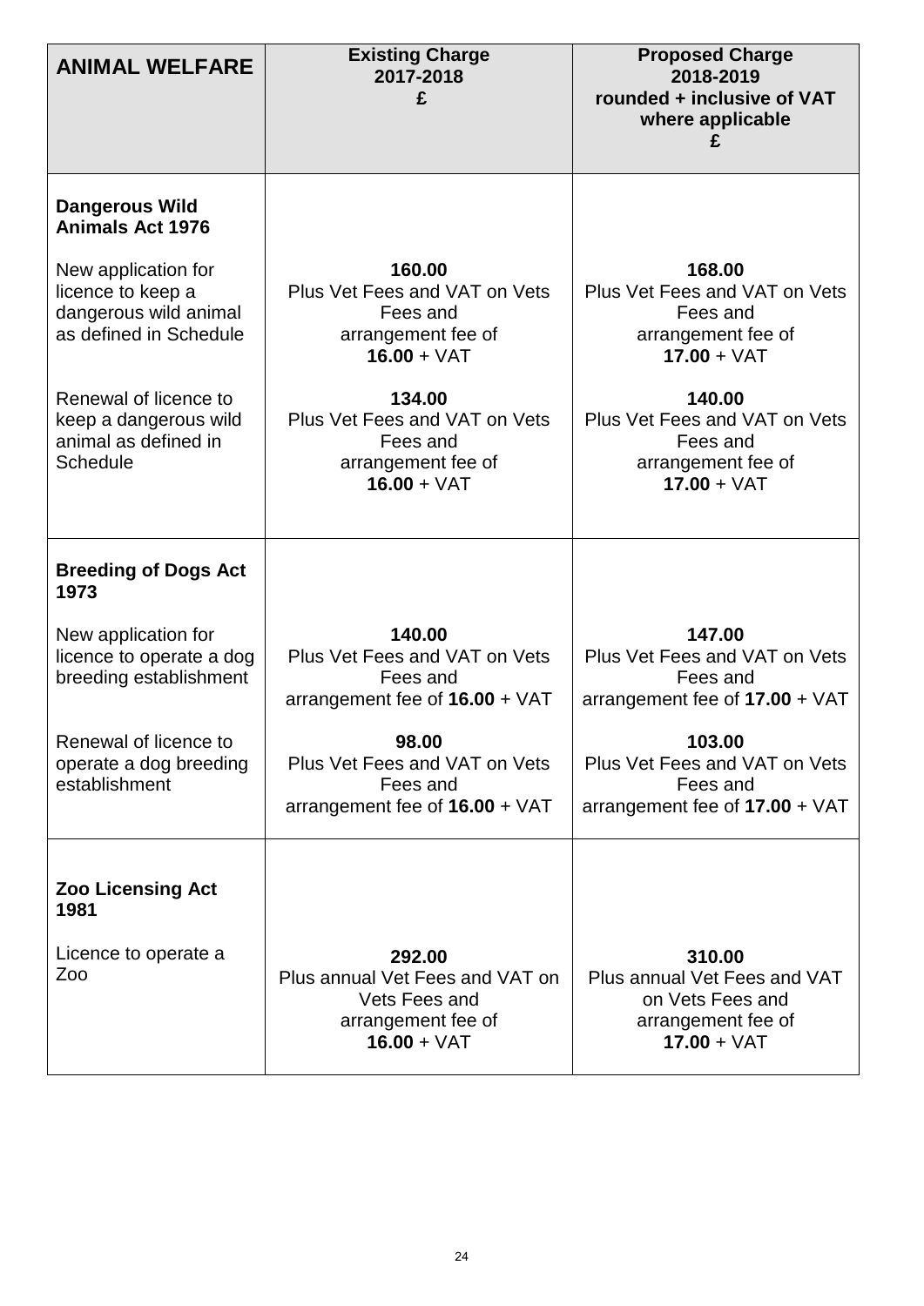| ANIMAL WELFARE | Existing Charge 2017-2018 £ | Proposed Charge 2018-2019 rounded + inclusive of VAT where applicable £ |
|---|---|---|
| **Dangerous Wild Animals Act 1976** | | |
| New application for licence to keep a dangerous wild animal as defined in Schedule | **160.00** Plus Vet Fees and VAT on Vets Fees and arrangement fee of **16.00** + VAT | **168.00** Plus Vet Fees and VAT on Vets Fees and arrangement fee of **17.00** + VAT |
| Renewal of licence to keep a dangerous wild animal as defined in Schedule | **134.00** Plus Vet Fees and VAT on Vets Fees and arrangement fee of **16.00** + VAT | **140.00** Plus Vet Fees and VAT on Vets Fees and arrangement fee of **17.00** + VAT |
| **Breeding of Dogs Act 1973** | | |
| New application for licence to operate a dog breeding establishment | **140.00** Plus Vet Fees and VAT on Vets Fees and arrangement fee of **16.00** + VAT | **147.00** Plus Vet Fees and VAT on Vets Fees and arrangement fee of **17.00** + VAT |
| Renewal of licence to operate a dog breeding establishment | **98.00** Plus Vet Fees and VAT on Vets Fees and arrangement fee of **16.00** + VAT | **103.00** Plus Vet Fees and VAT on Vets Fees and arrangement fee of **17.00** + VAT |
| **Zoo Licensing Act 1981** | | |
| Licence to operate a Zoo | **292.00** Plus annual Vet Fees and VAT on Vets Fees and arrangement fee of **16.00** + VAT | **310.00** Plus annual Vet Fees and VAT on Vets Fees and arrangement fee of **17.00** + VAT |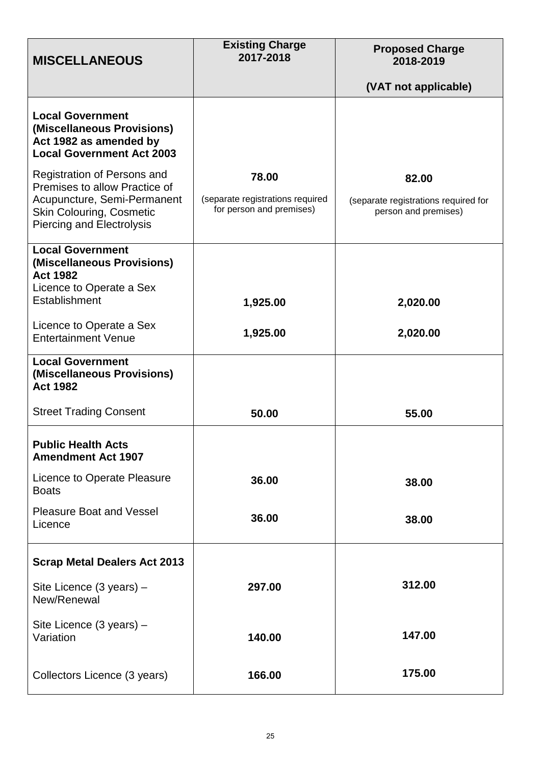| **MISCELLANEOUS** | **Existing Charge 2017-2018** | **Proposed Charge 2018-2019** **(VAT not applicable)** |
|---|---|---|
| **Local Government (Miscellaneous Provisions) Act 1982 as amended by Local Government Act 2003** | | |
| Registration of Persons and Premises to allow Practice of Acupuncture, Semi-Permanent Skin Colouring, Cosmetic Piercing and Electrolysis | **78.00** (separate registrations required for person and premises) | **82.00** (separate registrations required for person and premises) |
| **Local Government (Miscellaneous Provisions) Act 1982** | | |
| Licence to Operate a Sex Establishment | **1,925.00** | **2,020.00** |
| Licence to Operate a Sex Entertainment Venue | **1,925.00** | **2,020.00** |
| **Local Government (Miscellaneous Provisions) Act 1982** | | |
| Street Trading Consent | **50.00** | **55.00** |
| **Public Health Acts Amendment Act 1907** | | |
| Licence to Operate Pleasure Boats | **36.00** | **38.00** |
| Pleasure Boat and Vessel Licence | **36.00** | **38.00** |
| **Scrap Metal Dealers Act 2013** | | |
| Site Licence (3 years) – New/Renewal | **297.00** | **312.00** |
| Site Licence (3 years) – Variation | **140.00** | **147.00** |
| Collectors Licence (3 years) | **166.00** | **175.00** |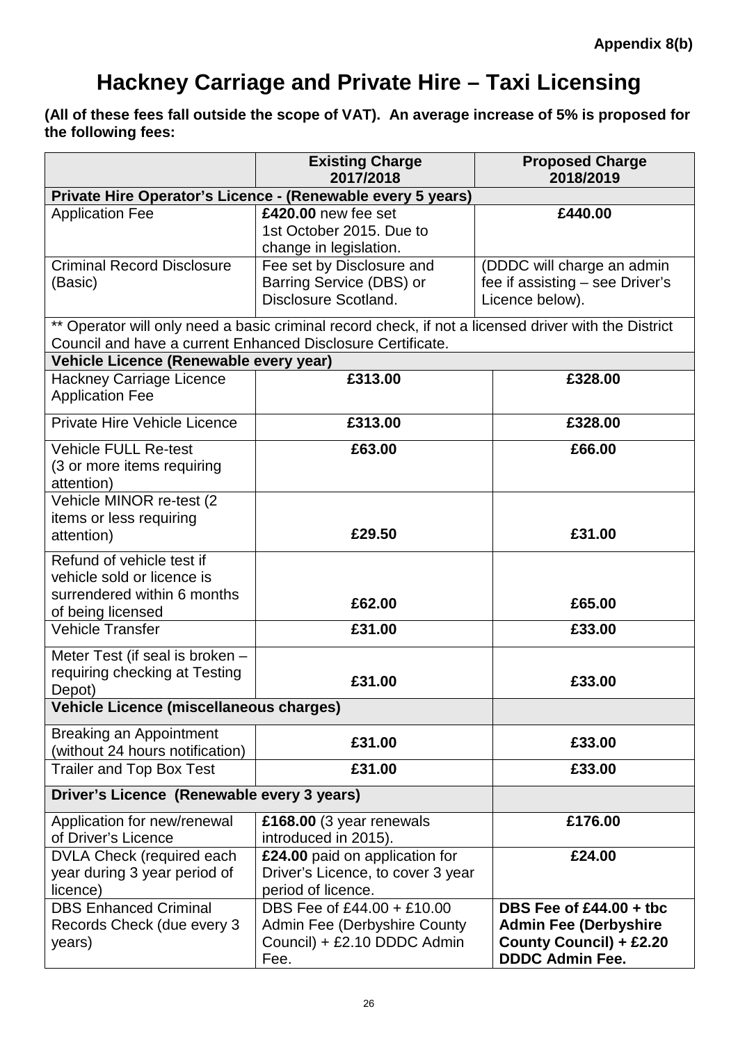Appendix 8(b)

# Hackney Carriage and Private Hire – Taxi Licensing

**(All of these fees fall outside the scope of VAT). An average increase of 5% is proposed for the following fees:**

| | Existing Charge 2017/2018 | Proposed Charge 2018/2019 |
|---|---|---|
| **Private Hire Operator's Licence - (Renewable every 5 years)** | | |
| Application Fee | **£420.00** new fee set 1st October 2015. Due to change in legislation. | **£440.00** |
| Criminal Record Disclosure (Basic) | Fee set by Disclosure and Barring Service (DBS) or Disclosure Scotland. | (DDDC will charge an admin fee if assisting – see Driver's Licence below). |
| ** Operator will only need a basic criminal record check, if not a licensed driver with the District Council and have a current Enhanced Disclosure Certificate. | | |
| **Vehicle Licence (Renewable every year)** | | |
| Hackney Carriage Licence Application Fee | **£313.00** | **£328.00** |
| Private Hire Vehicle Licence | **£313.00** | **£328.00** |
| Vehicle FULL Re-test (3 or more items requiring attention) | **£63.00** | **£66.00** |
| Vehicle MINOR re-test (2 items or less requiring attention) | **£29.50** | **£31.00** |
| Refund of vehicle test if vehicle sold or licence is surrendered within 6 months of being licensed | **£62.00** | **£65.00** |
| Vehicle Transfer | **£31.00** | **£33.00** |
| Meter Test (if seal is broken – requiring checking at Testing Depot) | **£31.00** | **£33.00** |
| **Vehicle Licence (miscellaneous charges)** | | |
| Breaking an Appointment (without 24 hours notification) | **£31.00** | **£33.00** |
| Trailer and Top Box Test | **£31.00** | **£33.00** |
| **Driver's Licence (Renewable every 3 years)** | | |
| Application for new/renewal of Driver's Licence | **£168.00** (3 year renewals introduced in 2015). | **£176.00** |
| DVLA Check (required each year during 3 year period of licence) | **£24.00** paid on application for Driver's Licence, to cover 3 year period of licence. | **£24.00** |
| DBS Enhanced Criminal Records Check (due every 3 years) | DBS Fee of £44.00 + £10.00 Admin Fee (Derbyshire County Council) + £2.10 DDDC Admin Fee. | **DBS Fee of £44.00 + tbc Admin Fee (Derbyshire County Council) + £2.20 DDDC Admin Fee.** |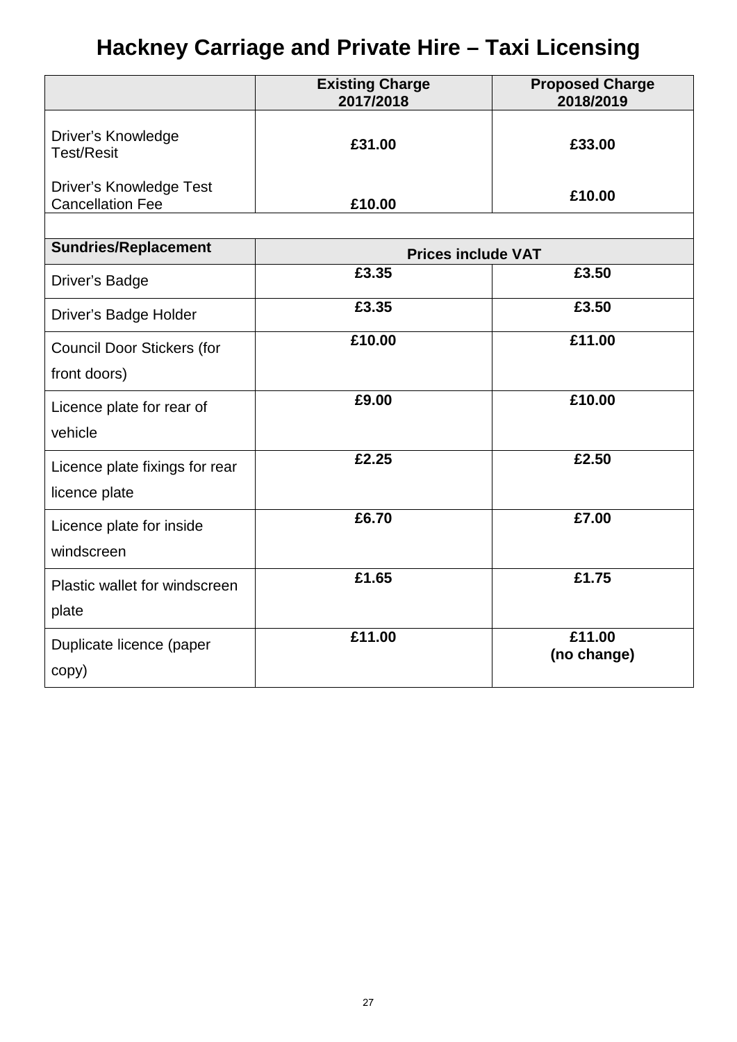# Hackney Carriage and Private Hire – Taxi Licensing

| | Existing Charge 2017/2018 | Proposed Charge 2018/2019 |
|---|---|---|
| Driver's Knowledge Test/Resit | **£31.00** | **£33.00** |
| Driver's Knowledge Test Cancellation Fee | **£10.00** | **£10.00** |
| | | |
| **Sundries/Replacement** | **Prices include VAT** | |
| Driver's Badge | **£3.35** | **£3.50** |
| Driver's Badge Holder | **£3.35** | **£3.50** |
| Council Door Stickers (for front doors) | **£10.00** | **£11.00** |
| Licence plate for rear of vehicle | **£9.00** | **£10.00** |
| Licence plate fixings for rear licence plate | **£2.25** | **£2.50** |
| Licence plate for inside windscreen | **£6.70** | **£7.00** |
| Plastic wallet for windscreen plate | **£1.65** | **£1.75** |
| Duplicate licence (paper copy) | **£11.00** | **£11.00 (no change)** |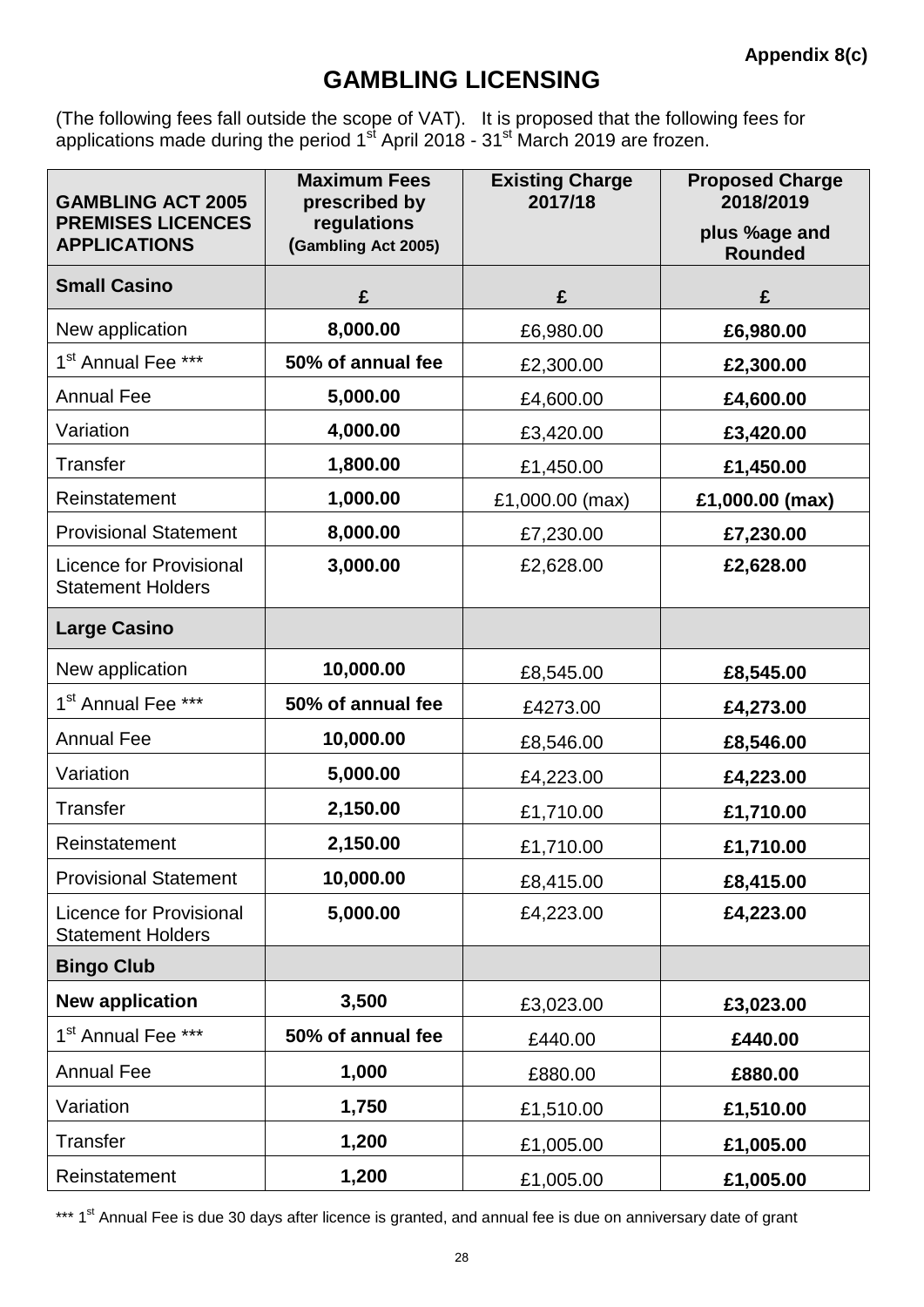Appendix 8(c)

# GAMBLING LICENSING

(The following fees fall outside the scope of VAT). It is proposed that the following fees for applications made during the period 1st April 2018 - 31st March 2019 are frozen.

| GAMBLING ACT 2005 PREMISES LICENCES APPLICATIONS | Maximum Fees prescribed by regulations (Gambling Act 2005) | Existing Charge 2017/18 | Proposed Charge 2018/2019 plus %age and Rounded |
|---|---|---|---|
| **Small Casino** | **£** | **£** | **£** |
| New application | **8,000.00** | £6,980.00 | **£6,980.00** |
| 1st Annual Fee *** | **50% of annual fee** | £2,300.00 | **£2,300.00** |
| Annual Fee | **5,000.00** | £4,600.00 | **£4,600.00** |
| Variation | **4,000.00** | £3,420.00 | **£3,420.00** |
| Transfer | **1,800.00** | £1,450.00 | **£1,450.00** |
| Reinstatement | **1,000.00** | £1,000.00 (max) | **£1,000.00 (max)** |
| Provisional Statement | **8,000.00** | £7,230.00 | **£7,230.00** |
| Licence for Provisional Statement Holders | **3,000.00** | £2,628.00 | **£2,628.00** |
| **Large Casino** | | | |
| New application | **10,000.00** | £8,545.00 | **£8,545.00** |
| 1st Annual Fee *** | **50% of annual fee** | £4273.00 | **£4,273.00** |
| Annual Fee | **10,000.00** | £8,546.00 | **£8,546.00** |
| Variation | **5,000.00** | £4,223.00 | **£4,223.00** |
| Transfer | **2,150.00** | £1,710.00 | **£1,710.00** |
| Reinstatement | **2,150.00** | £1,710.00 | **£1,710.00** |
| Provisional Statement | **10,000.00** | £8,415.00 | **£8,415.00** |
| Licence for Provisional Statement Holders | **5,000.00** | £4,223.00 | **£4,223.00** |
| **Bingo Club** | | | |
| **New application** | **3,500** | £3,023.00 | **£3,023.00** |
| 1st Annual Fee *** | **50% of annual fee** | £440.00 | **£440.00** |
| Annual Fee | **1,000** | £880.00 | **£880.00** |
| Variation | **1,750** | £1,510.00 | **£1,510.00** |
| Transfer | **1,200** | £1,005.00 | **£1,005.00** |
| Reinstatement | **1,200** | £1,005.00 | **£1,005.00** |

*** 1st Annual Fee is due 30 days after licence is granted, and annual fee is due on anniversary date of grant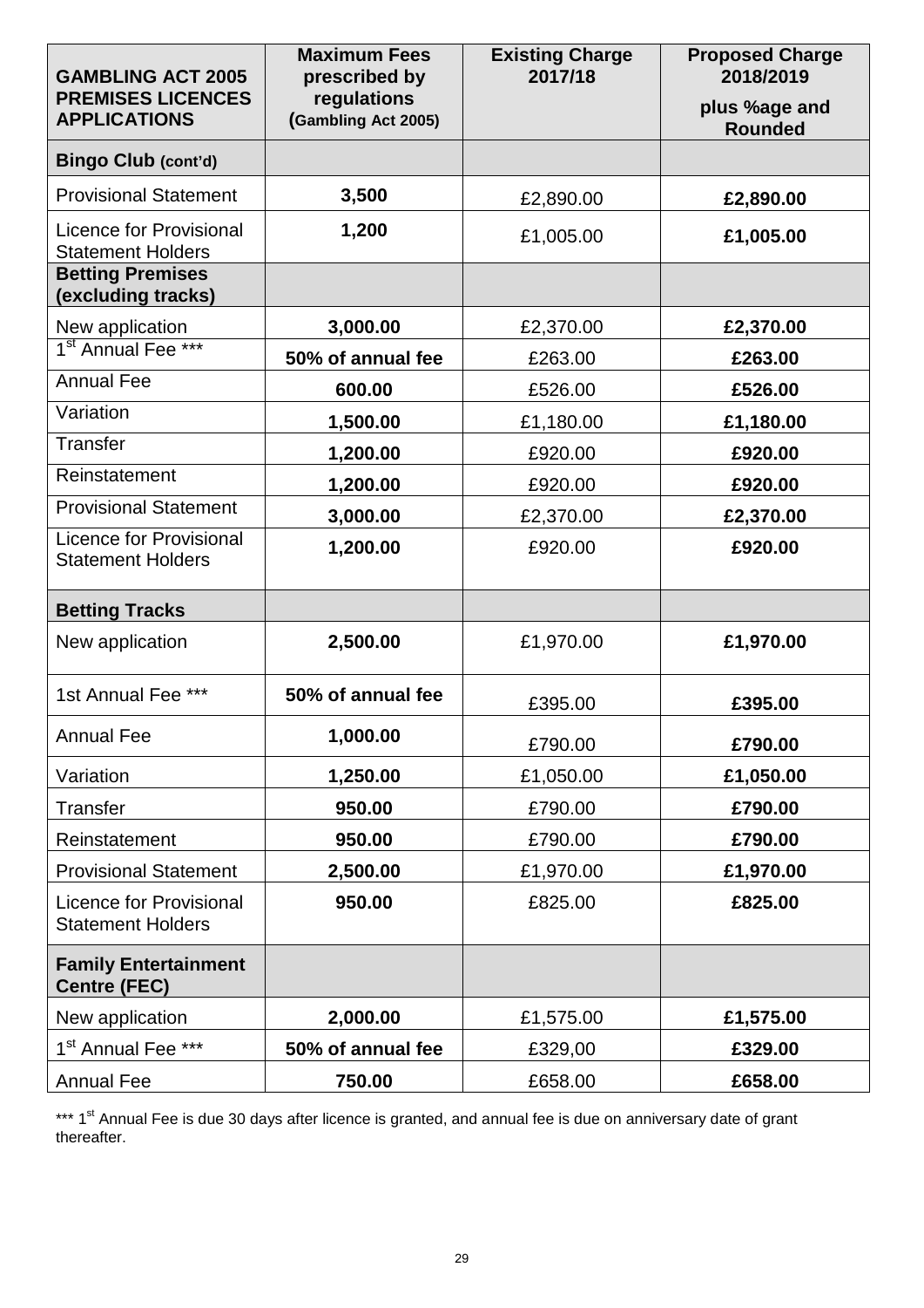| GAMBLING ACT 2005 PREMISES LICENCES APPLICATIONS | Maximum Fees prescribed by regulations (Gambling Act 2005) | Existing Charge 2017/18 | Proposed Charge 2018/2019 plus %age and Rounded |
|---|---|---|---|
| **Bingo Club (cont'd)** | | | |
| Provisional Statement | **3,500** | £2,890.00 | **£2,890.00** |
| Licence for Provisional Statement Holders | **1,200** | £1,005.00 | **£1,005.00** |
| **Betting Premises (excluding tracks)** | | | |
| New application | **3,000.00** | £2,370.00 | **£2,370.00** |
| 1st Annual Fee *** | **50% of annual fee** | £263.00 | **£263.00** |
| Annual Fee | **600.00** | £526.00 | **£526.00** |
| Variation | **1,500.00** | £1,180.00 | **£1,180.00** |
| Transfer | **1,200.00** | £920.00 | **£920.00** |
| Reinstatement | **1,200.00** | £920.00 | **£920.00** |
| Provisional Statement | **3,000.00** | £2,370.00 | **£2,370.00** |
| Licence for Provisional Statement Holders | **1,200.00** | £920.00 | **£920.00** |
| **Betting Tracks** | | | |
| New application | **2,500.00** | £1,970.00 | **£1,970.00** |
| 1st Annual Fee *** | **50% of annual fee** | £395.00 | **£395.00** |
| Annual Fee | **1,000.00** | £790.00 | **£790.00** |
| Variation | **1,250.00** | £1,050.00 | **£1,050.00** |
| Transfer | **950.00** | £790.00 | **£790.00** |
| Reinstatement | **950.00** | £790.00 | **£790.00** |
| Provisional Statement | **2,500.00** | £1,970.00 | **£1,970.00** |
| Licence for Provisional Statement Holders | **950.00** | £825.00 | **£825.00** |
| **Family Entertainment Centre (FEC)** | | | |
| New application | **2,000.00** | £1,575.00 | **£1,575.00** |
| 1st Annual Fee *** | **50% of annual fee** | £329,00 | **£329.00** |
| Annual Fee | **750.00** | £658.00 | **£658.00** |

*** 1st Annual Fee is due 30 days after licence is granted, and annual fee is due on anniversary date of grant thereafter.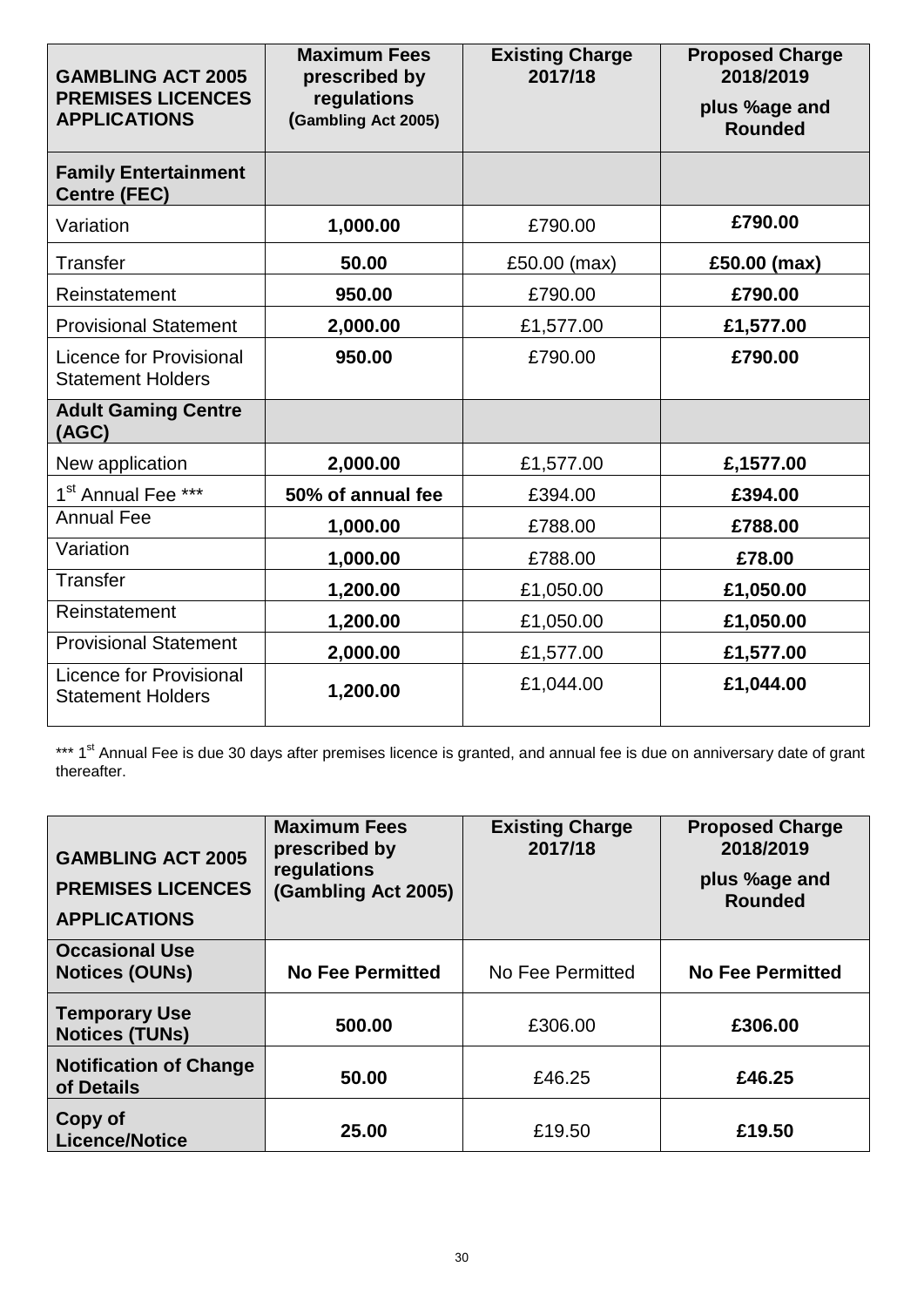| GAMBLING ACT 2005 PREMISES LICENCES APPLICATIONS | Maximum Fees prescribed by regulations (Gambling Act 2005) | Existing Charge 2017/18 | Proposed Charge 2018/2019 plus %age and Rounded |
|---|---|---|---|
| **Family Entertainment Centre (FEC)** | | | |
| Variation | **1,000.00** | £790.00 | **£790.00** |
| Transfer | **50.00** | £50.00 (max) | **£50.00 (max)** |
| Reinstatement | **950.00** | £790.00 | **£790.00** |
| Provisional Statement | **2,000.00** | £1,577.00 | **£1,577.00** |
| Licence for Provisional Statement Holders | **950.00** | £790.00 | **£790.00** |
| **Adult Gaming Centre (AGC)** | | | |
| New application | **2,000.00** | £1,577.00 | **£,1577.00** |
| 1st Annual Fee *** | **50% of annual fee** | £394.00 | **£394.00** |
| Annual Fee | **1,000.00** | £788.00 | **£788.00** |
| Variation | **1,000.00** | £788.00 | **£78.00** |
| Transfer | **1,200.00** | £1,050.00 | **£1,050.00** |
| Reinstatement | **1,200.00** | £1,050.00 | **£1,050.00** |
| Provisional Statement | **2,000.00** | £1,577.00 | **£1,577.00** |
| Licence for Provisional Statement Holders | **1,200.00** | £1,044.00 | **£1,044.00** |

*** 1st Annual Fee is due 30 days after premises licence is granted, and annual fee is due on anniversary date of grant thereafter.

| GAMBLING ACT 2005 PREMISES LICENCES APPLICATIONS | Maximum Fees prescribed by regulations (Gambling Act 2005) | Existing Charge 2017/18 | Proposed Charge 2018/2019 plus %age and Rounded |
|---|---|---|---|
| **Occasional Use Notices (OUNs)** | **No Fee Permitted** | No Fee Permitted | **No Fee Permitted** |
| **Temporary Use Notices (TUNs)** | **500.00** | £306.00 | **£306.00** |
| **Notification of Change of Details** | **50.00** | £46.25 | **£46.25** |
| **Copy of Licence/Notice** | **25.00** | £19.50 | **£19.50** |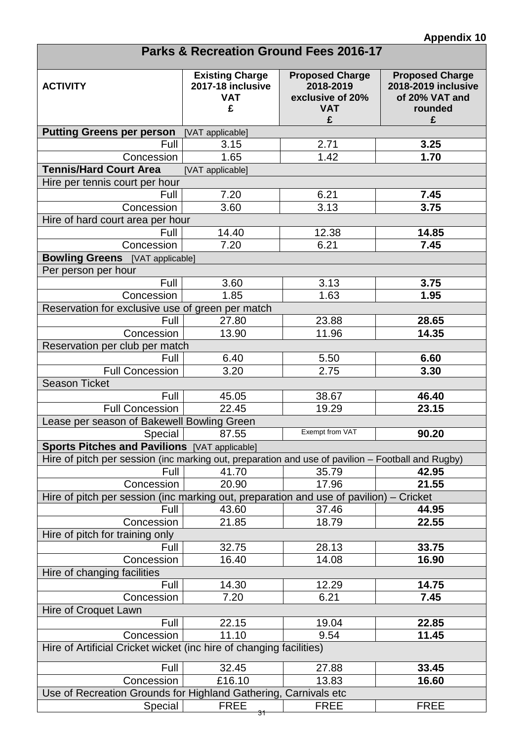**Appendix 10**

| Parks & Recreation Ground Fees 2016-17 | | | |
|---|---|---|---|
| **ACTIVITY** | **Existing Charge 2017-18 inclusive VAT £** | **Proposed Charge 2018-2019 exclusive of 20% VAT £** | **Proposed Charge 2018-2019 inclusive of 20% VAT and rounded £** |
| **Putting Greens per person** [VAT applicable] | | | |
| Full | 3.15 | 2.71 | **3.25** |
| Concession | 1.65 | 1.42 | **1.70** |
| **Tennis/Hard Court Area** [VAT applicable] | | | |
| Hire per tennis court per hour | | | |
| Full | 7.20 | 6.21 | **7.45** |
| Concession | 3.60 | 3.13 | **3.75** |
| Hire of hard court area per hour | | | |
| Full | 14.40 | 12.38 | **14.85** |
| Concession | 7.20 | 6.21 | **7.45** |
| **Bowling Greens** [VAT applicable] | | | |
| Per person per hour | | | |
| Full | 3.60 | 3.13 | **3.75** |
| Concession | 1.85 | 1.63 | **1.95** |
| Reservation for exclusive use of green per match | | | |
| Full | 27.80 | 23.88 | **28.65** |
| Concession | 13.90 | 11.96 | **14.35** |
| Reservation per club per match | | | |
| Full | 6.40 | 5.50 | **6.60** |
| Full Concession | 3.20 | 2.75 | **3.30** |
| Season Ticket | | | |
| Full | 45.05 | 38.67 | **46.40** |
| Full Concession | 22.45 | 19.29 | **23.15** |
| Lease per season of Bakewell Bowling Green | | | |
| Special | 87.55 | Exempt from VAT | **90.20** |
| **Sports Pitches and Pavilions** [VAT applicable] | | | |
| Hire of pitch per session (inc marking out, preparation and use of pavilion – Football and Rugby) | | | |
| Full | 41.70 | 35.79 | **42.95** |
| Concession | 20.90 | 17.96 | **21.55** |
| Hire of pitch per session (inc marking out, preparation and use of pavilion) – Cricket | | | |
| Full | 43.60 | 37.46 | **44.95** |
| Concession | 21.85 | 18.79 | **22.55** |
| Hire of pitch for training only | | | |
| Full | 32.75 | 28.13 | **33.75** |
| Concession | 16.40 | 14.08 | **16.90** |
| Hire of changing facilities | | | |
| Full | 14.30 | 12.29 | **14.75** |
| Concession | 7.20 | 6.21 | **7.45** |
| Hire of Croquet Lawn | | | |
| Full | 22.15 | 19.04 | **22.85** |
| Concession | 11.10 | 9.54 | **11.45** |
| Hire of Artificial Cricket wicket (inc hire of changing facilities) | | | |
| Full | 32.45 | 27.88 | **33.45** |
| Concession | £16.10 | 13.83 | **16.60** |
| Use of Recreation Grounds for Highland Gathering, Carnivals etc | | | |
| Special | FREE | FREE | FREE |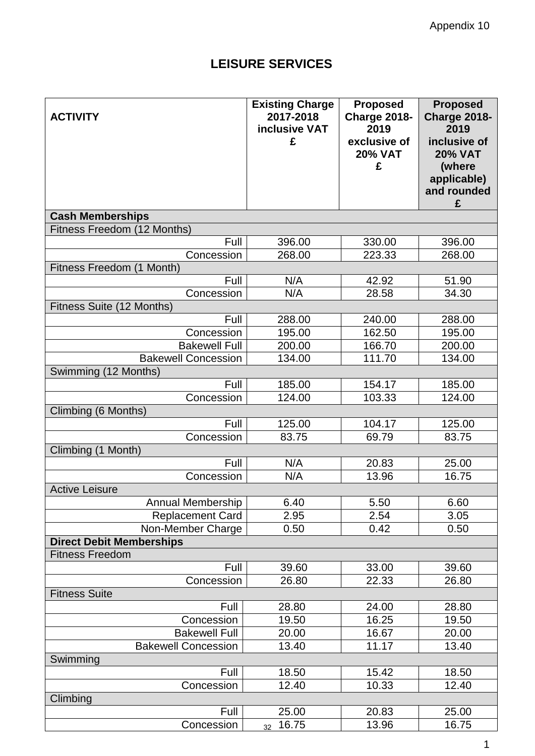Appendix 10

# LEISURE SERVICES

| ACTIVITY | Existing Charge 2017-2018 inclusive VAT £ | Proposed Charge 2018-2019 exclusive of 20% VAT £ | Proposed Charge 2018-2019 inclusive of 20% VAT (where applicable) and rounded £ |
|---|---|---|---|
| **Cash Memberships** | | | |
| Fitness Freedom (12 Months) | | | |
| Full | 396.00 | 330.00 | 396.00 |
| Concession | 268.00 | 223.33 | 268.00 |
| Fitness Freedom (1 Month) | | | |
| Full | N/A | 42.92 | 51.90 |
| Concession | N/A | 28.58 | 34.30 |
| Fitness Suite (12 Months) | | | |
| Full | 288.00 | 240.00 | 288.00 |
| Concession | 195.00 | 162.50 | 195.00 |
| Bakewell Full | 200.00 | 166.70 | 200.00 |
| Bakewell Concession | 134.00 | 111.70 | 134.00 |
| Swimming (12 Months) | | | |
| Full | 185.00 | 154.17 | 185.00 |
| Concession | 124.00 | 103.33 | 124.00 |
| Climbing (6 Months) | | | |
| Full | 125.00 | 104.17 | 125.00 |
| Concession | 83.75 | 69.79 | 83.75 |
| Climbing (1 Month) | | | |
| Full | N/A | 20.83 | 25.00 |
| Concession | N/A | 13.96 | 16.75 |
| Active Leisure | | | |
| Annual Membership | 6.40 | 5.50 | 6.60 |
| Replacement Card | 2.95 | 2.54 | 3.05 |
| Non-Member Charge | 0.50 | 0.42 | 0.50 |
| **Direct Debit Memberships** | | | |
| Fitness Freedom | | | |
| Full | 39.60 | 33.00 | 39.60 |
| Concession | 26.80 | 22.33 | 26.80 |
| Fitness Suite | | | |
| Full | 28.80 | 24.00 | 28.80 |
| Concession | 19.50 | 16.25 | 19.50 |
| Bakewell Full | 20.00 | 16.67 | 20.00 |
| Bakewell Concession | 13.40 | 11.17 | 13.40 |
| Swimming | | | |
| Full | 18.50 | 15.42 | 18.50 |
| Concession | 12.40 | 10.33 | 12.40 |
| Climbing | | | |
| Full | 25.00 | 20.83 | 25.00 |
| Concession | 16.75 | 13.96 | 16.75 |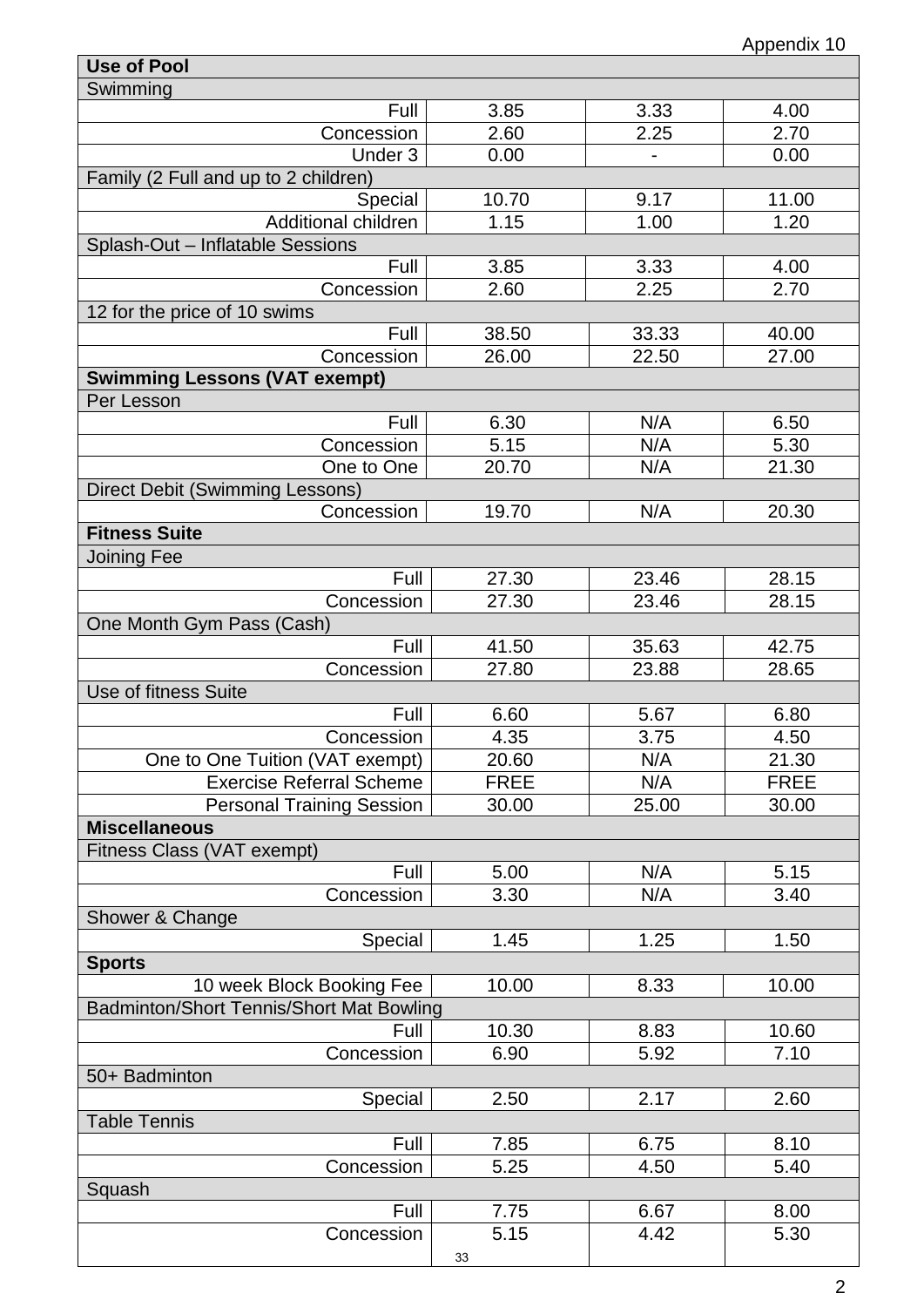Appendix 10

| Use of Pool | | | |
|---|---|---|---|
| Swimming | | | |
| Full | 3.85 | 3.33 | 4.00 |
| Concession | 2.60 | 2.25 | 2.70 |
| Under 3 | 0.00 | - | 0.00 |
| Family (2 Full and up to 2 children) | | | |
| Special | 10.70 | 9.17 | 11.00 |
| Additional children | 1.15 | 1.00 | 1.20 |
| Splash-Out – Inflatable Sessions | | | |
| Full | 3.85 | 3.33 | 4.00 |
| Concession | 2.60 | 2.25 | 2.70 |
| 12 for the price of 10 swims | | | |
| Full | 38.50 | 33.33 | 40.00 |
| Concession | 26.00 | 22.50 | 27.00 |
| **Swimming Lessons (VAT exempt)** | | | |
| Per Lesson | | | |
| Full | 6.30 | N/A | 6.50 |
| Concession | 5.15 | N/A | 5.30 |
| One to One | 20.70 | N/A | 21.30 |
| Direct Debit (Swimming Lessons) | | | |
| Concession | 19.70 | N/A | 20.30 |
| **Fitness Suite** | | | |
| Joining Fee | | | |
| Full | 27.30 | 23.46 | 28.15 |
| Concession | 27.30 | 23.46 | 28.15 |
| One Month Gym Pass (Cash) | | | |
| Full | 41.50 | 35.63 | 42.75 |
| Concession | 27.80 | 23.88 | 28.65 |
| Use of fitness Suite | | | |
| Full | 6.60 | 5.67 | 6.80 |
| Concession | 4.35 | 3.75 | 4.50 |
| One to One Tuition (VAT exempt) | 20.60 | N/A | 21.30 |
| Exercise Referral Scheme | FREE | N/A | FREE |
| Personal Training Session | 30.00 | 25.00 | 30.00 |
| **Miscellaneous** | | | |
| Fitness Class (VAT exempt) | | | |
| Full | 5.00 | N/A | 5.15 |
| Concession | 3.30 | N/A | 3.40 |
| Shower & Change | | | |
| Special | 1.45 | 1.25 | 1.50 |
| **Sports** | | | |
| 10 week Block Booking Fee | 10.00 | 8.33 | 10.00 |
| Badminton/Short Tennis/Short Mat Bowling | | | |
| Full | 10.30 | 8.83 | 10.60 |
| Concession | 6.90 | 5.92 | 7.10 |
| 50+ Badminton | | | |
| Special | 2.50 | 2.17 | 2.60 |
| Table Tennis | | | |
| Full | 7.85 | 6.75 | 8.10 |
| Concession | 5.25 | 4.50 | 5.40 |
| Squash | | | |
| Full | 7.75 | 6.67 | 8.00 |
| Concession | 5.15 | 4.42 | 5.30 |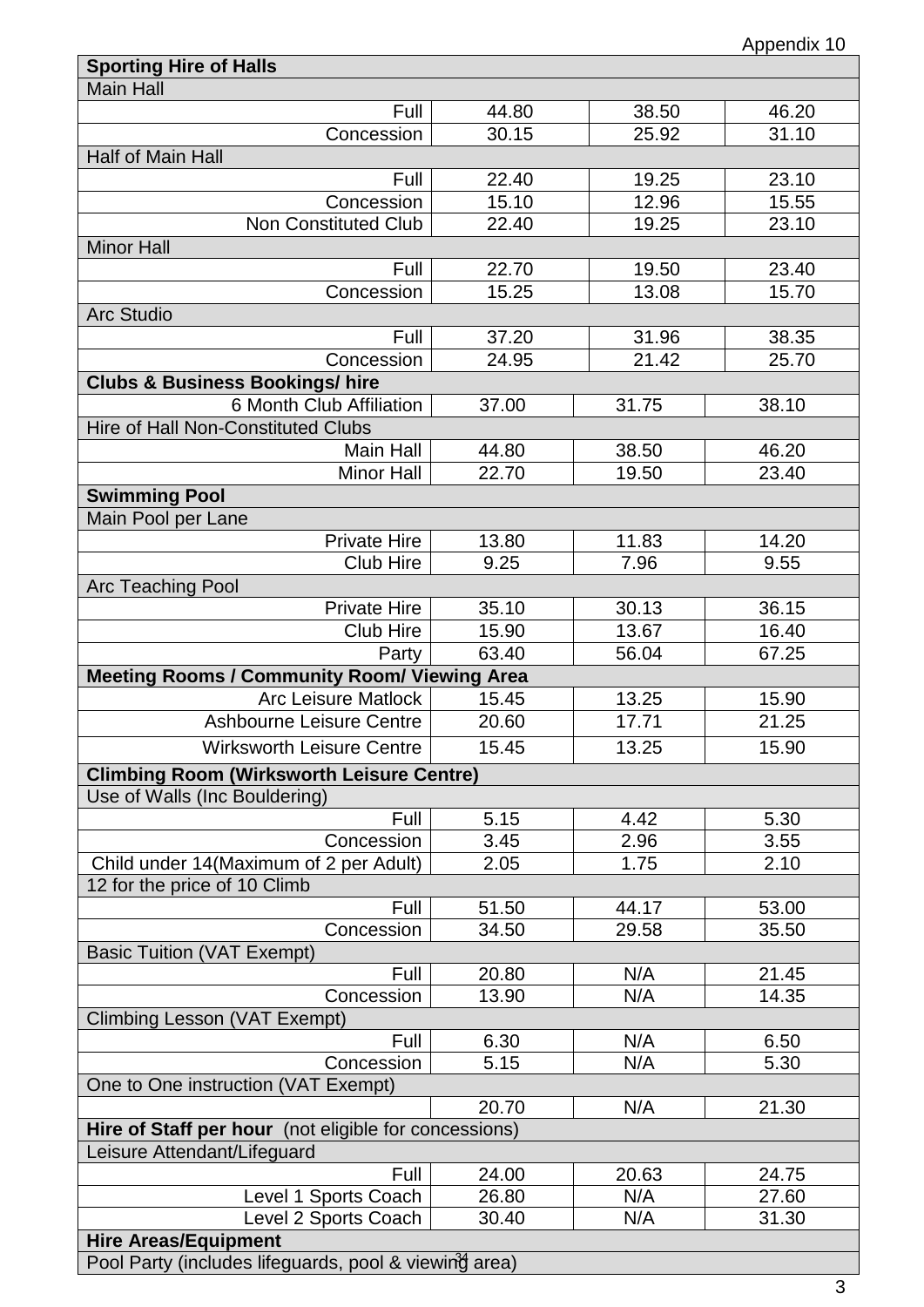Appendix 10

| Sporting Hire of Halls | | | |
|---|---|---|---|
| **Main Hall** | | | |
| Full | 44.80 | 38.50 | 46.20 |
| Concession | 30.15 | 25.92 | 31.10 |
| **Half of Main Hall** | | | |
| Full | 22.40 | 19.25 | 23.10 |
| Concession | 15.10 | 12.96 | 15.55 |
| Non Constituted Club | 22.40 | 19.25 | 23.10 |
| **Minor Hall** | | | |
| Full | 22.70 | 19.50 | 23.40 |
| Concession | 15.25 | 13.08 | 15.70 |
| **Arc Studio** | | | |
| Full | 37.20 | 31.96 | 38.35 |
| Concession | 24.95 | 21.42 | 25.70 |
| **Clubs & Business Bookings/ hire** | | | |
| 6 Month Club Affiliation | 37.00 | 31.75 | 38.10 |
| Hire of Hall Non-Constituted Clubs | | | |
| Main Hall | 44.80 | 38.50 | 46.20 |
| Minor Hall | 22.70 | 19.50 | 23.40 |
| **Swimming Pool** | | | |
| Main Pool per Lane | | | |
| Private Hire | 13.80 | 11.83 | 14.20 |
| Club Hire | 9.25 | 7.96 | 9.55 |
| Arc Teaching Pool | | | |
| Private Hire | 35.10 | 30.13 | 36.15 |
| Club Hire | 15.90 | 13.67 | 16.40 |
| Party | 63.40 | 56.04 | 67.25 |
| **Meeting Rooms / Community Room/ Viewing Area** | | | |
| Arc Leisure Matlock | 15.45 | 13.25 | 15.90 |
| Ashbourne Leisure Centre | 20.60 | 17.71 | 21.25 |
| Wirksworth Leisure Centre | 15.45 | 13.25 | 15.90 |
| **Climbing Room (Wirksworth Leisure Centre)** | | | |
| Use of Walls (Inc Bouldering) | | | |
| Full | 5.15 | 4.42 | 5.30 |
| Concession | 3.45 | 2.96 | 3.55 |
| Child under 14(Maximum of 2 per Adult) | 2.05 | 1.75 | 2.10 |
| 12 for the price of 10 Climb | | | |
| Full | 51.50 | 44.17 | 53.00 |
| Concession | 34.50 | 29.58 | 35.50 |
| Basic Tuition (VAT Exempt) | | | |
| Full | 20.80 | N/A | 21.45 |
| Concession | 13.90 | N/A | 14.35 |
| Climbing Lesson (VAT Exempt) | | | |
| Full | 6.30 | N/A | 6.50 |
| Concession | 5.15 | N/A | 5.30 |
| One to One instruction (VAT Exempt) | | | |
| | 20.70 | N/A | 21.30 |
| **Hire of Staff per hour** (not eligible for concessions) | | | |
| Leisure Attendant/Lifeguard | | | |
| Full | 24.00 | 20.63 | 24.75 |
| Level 1 Sports Coach | 26.80 | N/A | 27.60 |
| Level 2 Sports Coach | 30.40 | N/A | 31.30 |
| **Hire Areas/Equipment** | | | |
| Pool Party (includes lifeguards, pool & viewing area) | | | |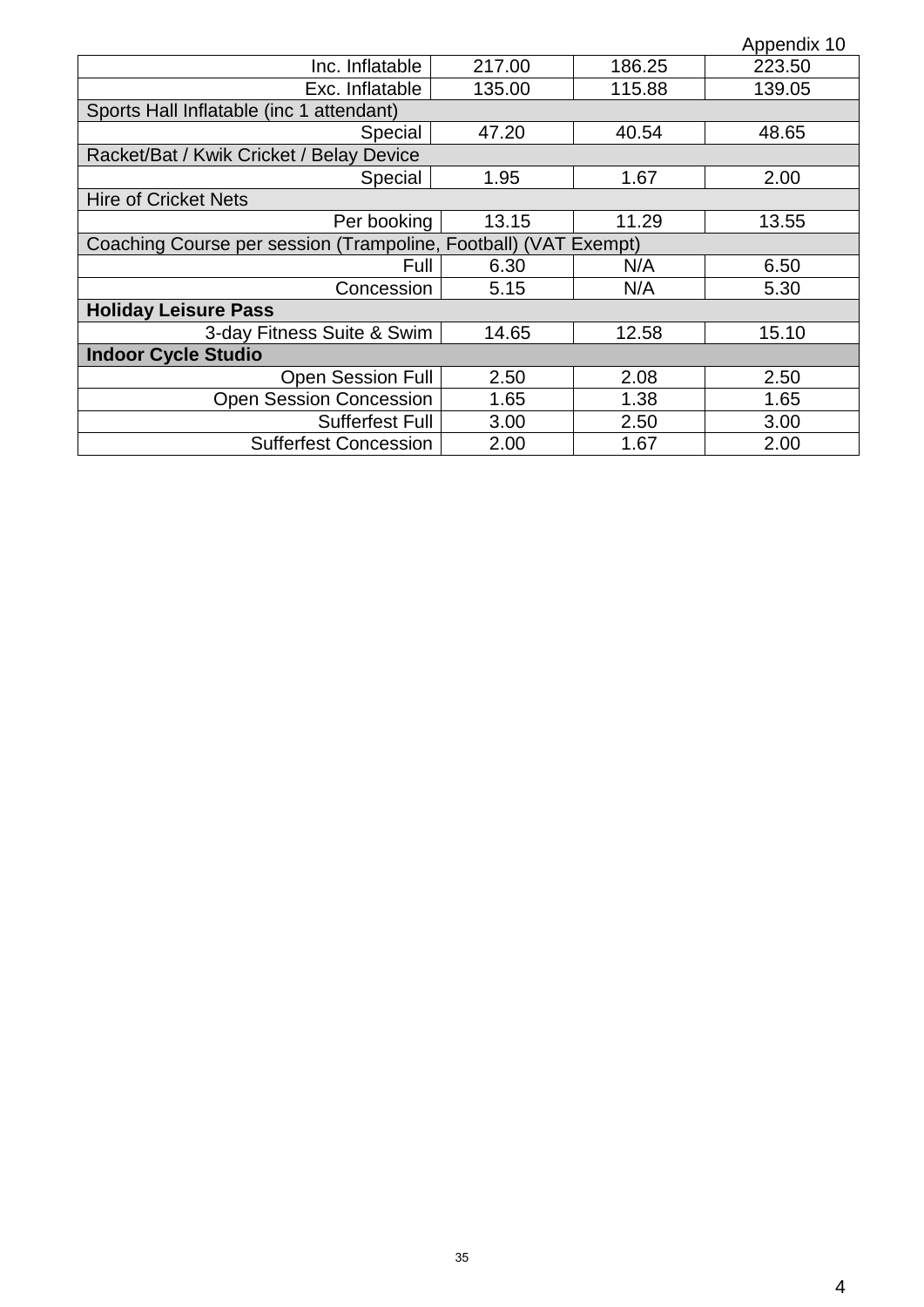Appendix 10

| | | | |
|---|---|---|---|
| Inc. Inflatable | 217.00 | 186.25 | 223.50 |
| Exc. Inflatable | 135.00 | 115.88 | 139.05 |
| Sports Hall Inflatable (inc 1 attendant) | | | |
| Special | 47.20 | 40.54 | 48.65 |
| Racket/Bat / Kwik Cricket / Belay Device | | | |
| Special | 1.95 | 1.67 | 2.00 |
| Hire of Cricket Nets | | | |
| Per booking | 13.15 | 11.29 | 13.55 |
| Coaching Course per session (Trampoline, Football) (VAT Exempt) | | | |
| Full | 6.30 | N/A | 6.50 |
| Concession | 5.15 | N/A | 5.30 |
| **Holiday Leisure Pass** | | | |
| 3-day Fitness Suite & Swim | 14.65 | 12.58 | 15.10 |
| **Indoor Cycle Studio** | | | |
| Open Session Full | 2.50 | 2.08 | 2.50 |
| Open Session Concession | 1.65 | 1.38 | 1.65 |
| Sufferfest Full | 3.00 | 2.50 | 3.00 |
| Sufferfest Concession | 2.00 | 1.67 | 2.00 |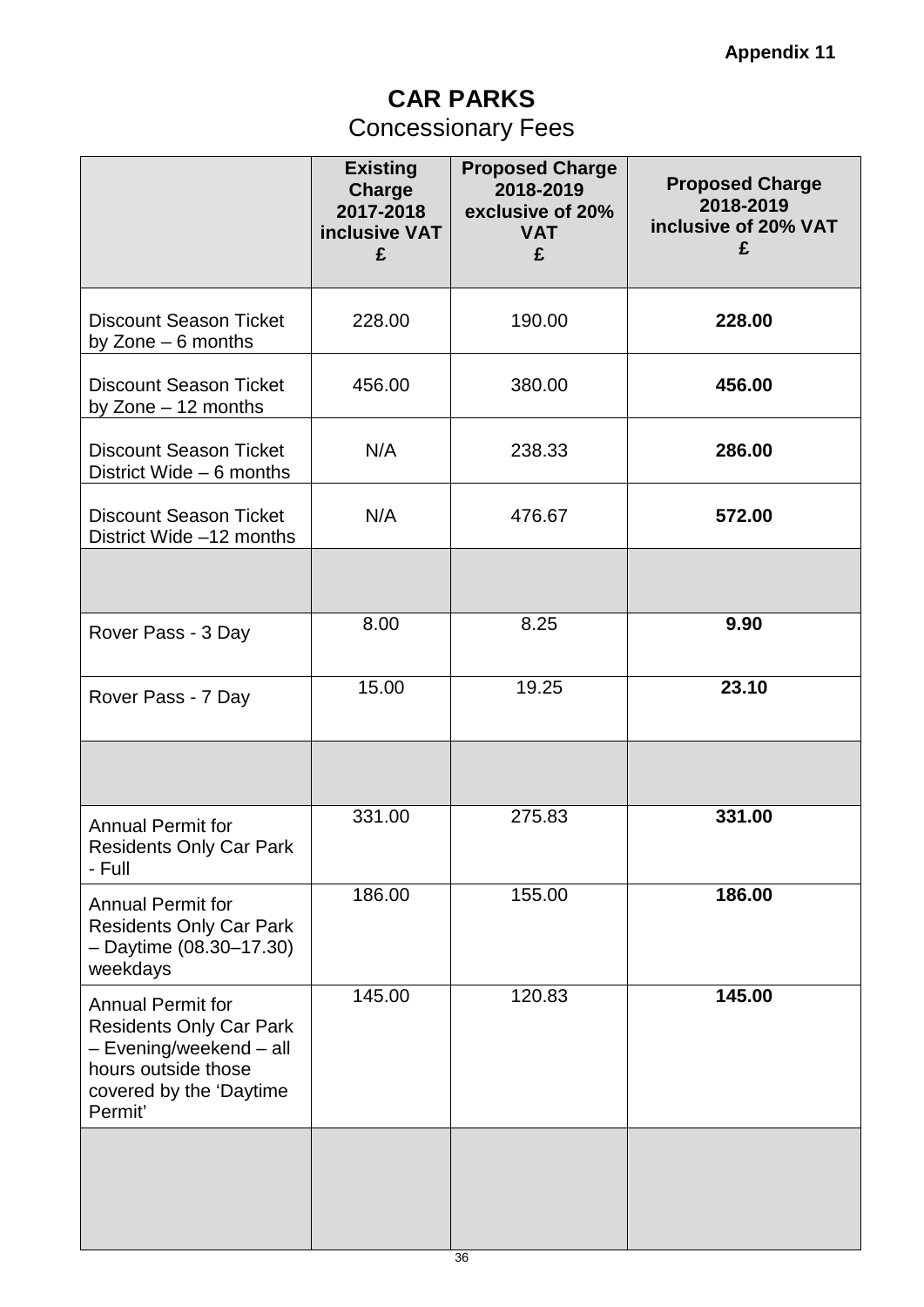Appendix 11

# CAR PARKS

## Concessionary Fees

| | Existing Charge 2017-2018 inclusive VAT £ | Proposed Charge 2018-2019 exclusive of 20% VAT £ | Proposed Charge 2018-2019 inclusive of 20% VAT £ |
|---|---|---|---|
| Discount Season Ticket by Zone – 6 months | 228.00 | 190.00 | **228.00** |
| Discount Season Ticket by Zone – 12 months | 456.00 | 380.00 | **456.00** |
| Discount Season Ticket District Wide – 6 months | N/A | 238.33 | **286.00** |
| Discount Season Ticket District Wide –12 months | N/A | 476.67 | **572.00** |
| | | | |
| Rover Pass - 3 Day | 8.00 | 8.25 | **9.90** |
| Rover Pass - 7 Day | 15.00 | 19.25 | **23.10** |
| | | | |
| Annual Permit for Residents Only Car Park - Full | 331.00 | 275.83 | **331.00** |
| Annual Permit for Residents Only Car Park – Daytime (08.30–17.30) weekdays | 186.00 | 155.00 | **186.00** |
| Annual Permit for Residents Only Car Park – Evening/weekend – all hours outside those covered by the 'Daytime Permit' | 145.00 | 120.83 | **145.00** |
| | | | |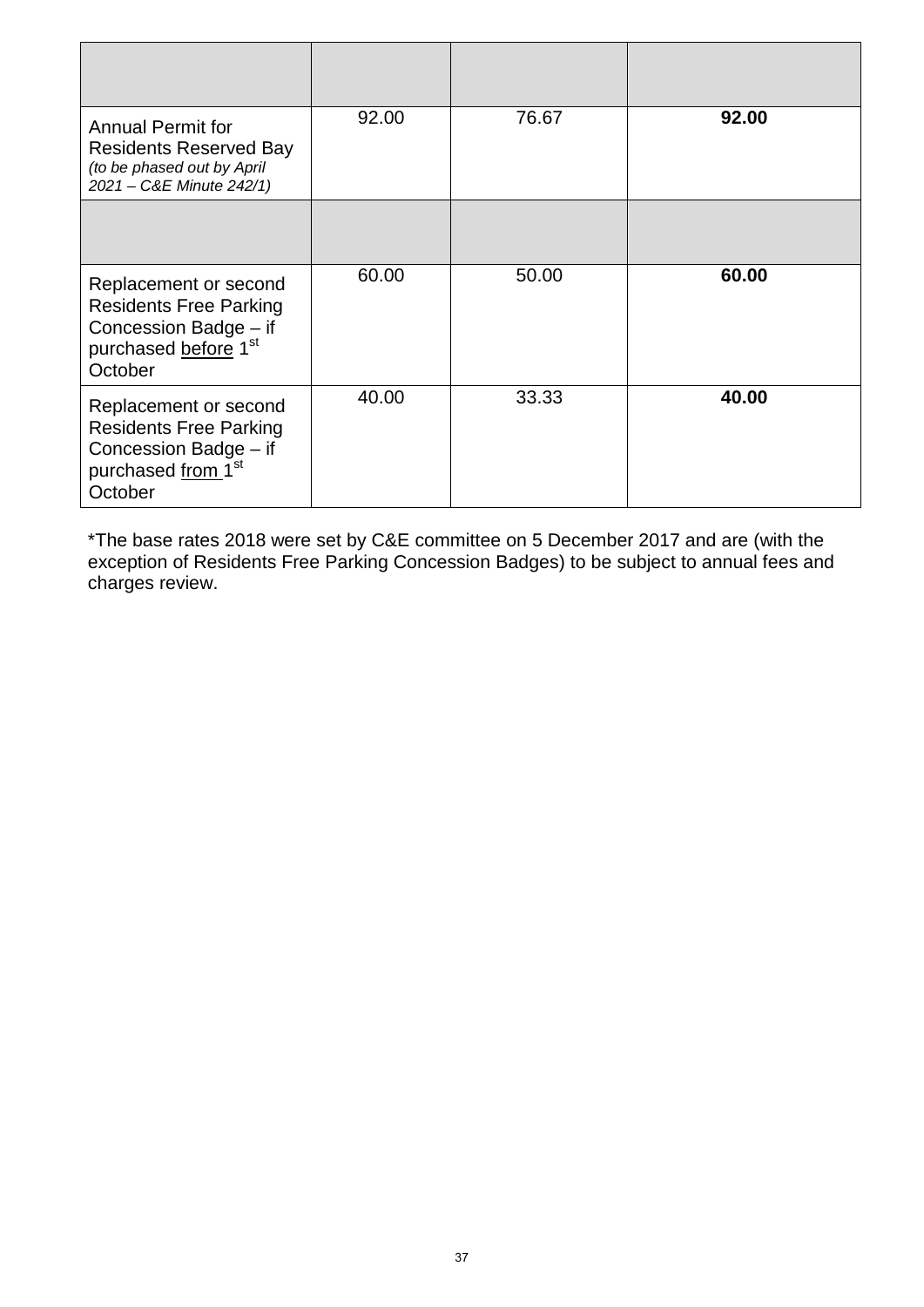| | | | |
|---|---|---|---|
| | | | |
| Annual Permit for Residents Reserved Bay *(to be phased out by April 2021 – C&E Minute 242/1)* | 92.00 | 76.67 | **92.00** |
| | | | |
| Replacement or second Residents Free Parking Concession Badge – if purchased <u>before</u> 1st October | 60.00 | 50.00 | **60.00** |
| Replacement or second Residents Free Parking Concession Badge – if purchased <u>from</u> 1st October | 40.00 | 33.33 | **40.00** |

*The base rates 2018 were set by C&E committee on 5 December 2017 and are (with the exception of Residents Free Parking Concession Badges) to be subject to annual fees and charges review.